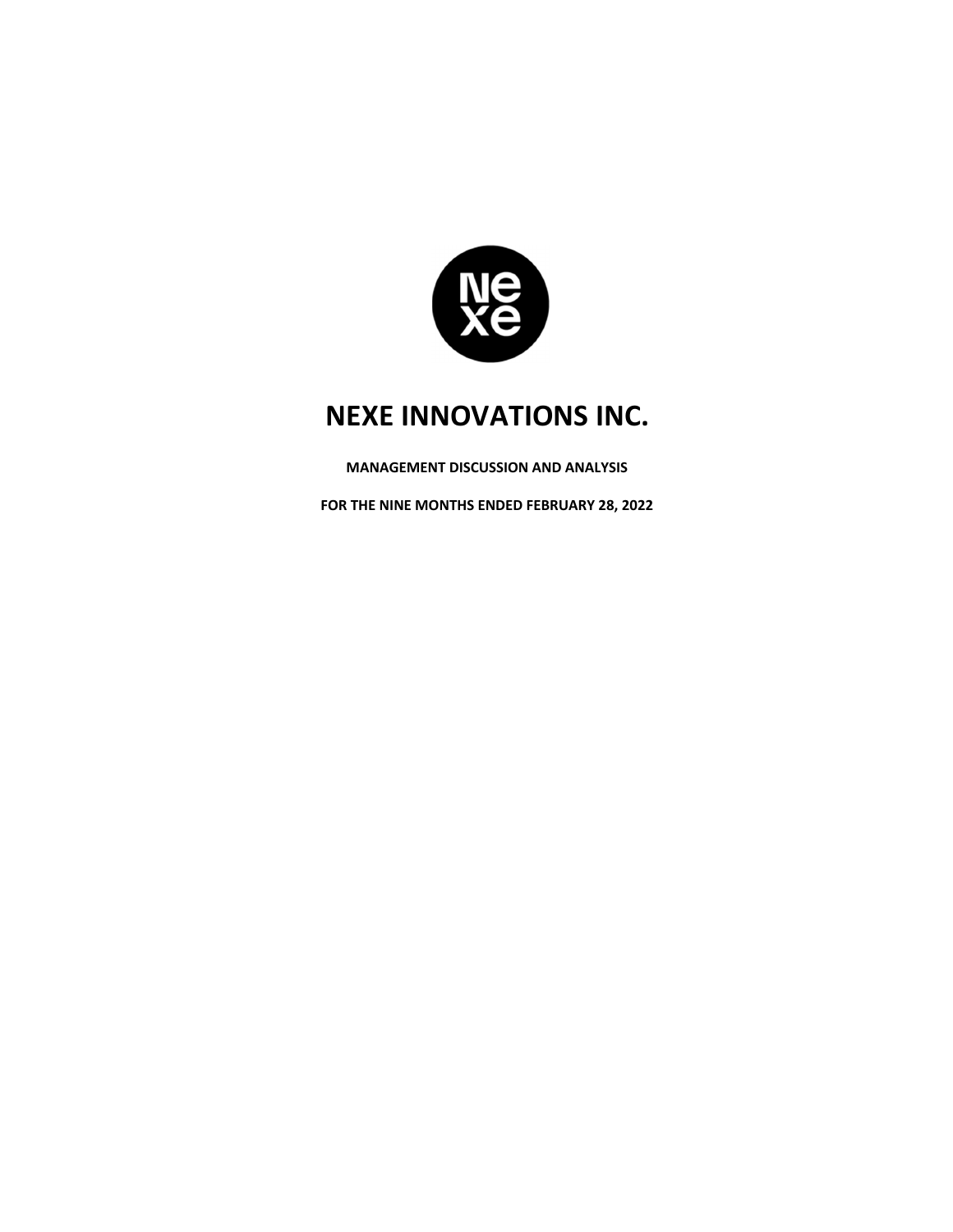# NEXE INNOVATIONS INC.

**MANAGEMENT DISCUSSION AND ANALYSIS**

**FOR THE NINE MONTHS ENDED FEBRUARY 28, 2022**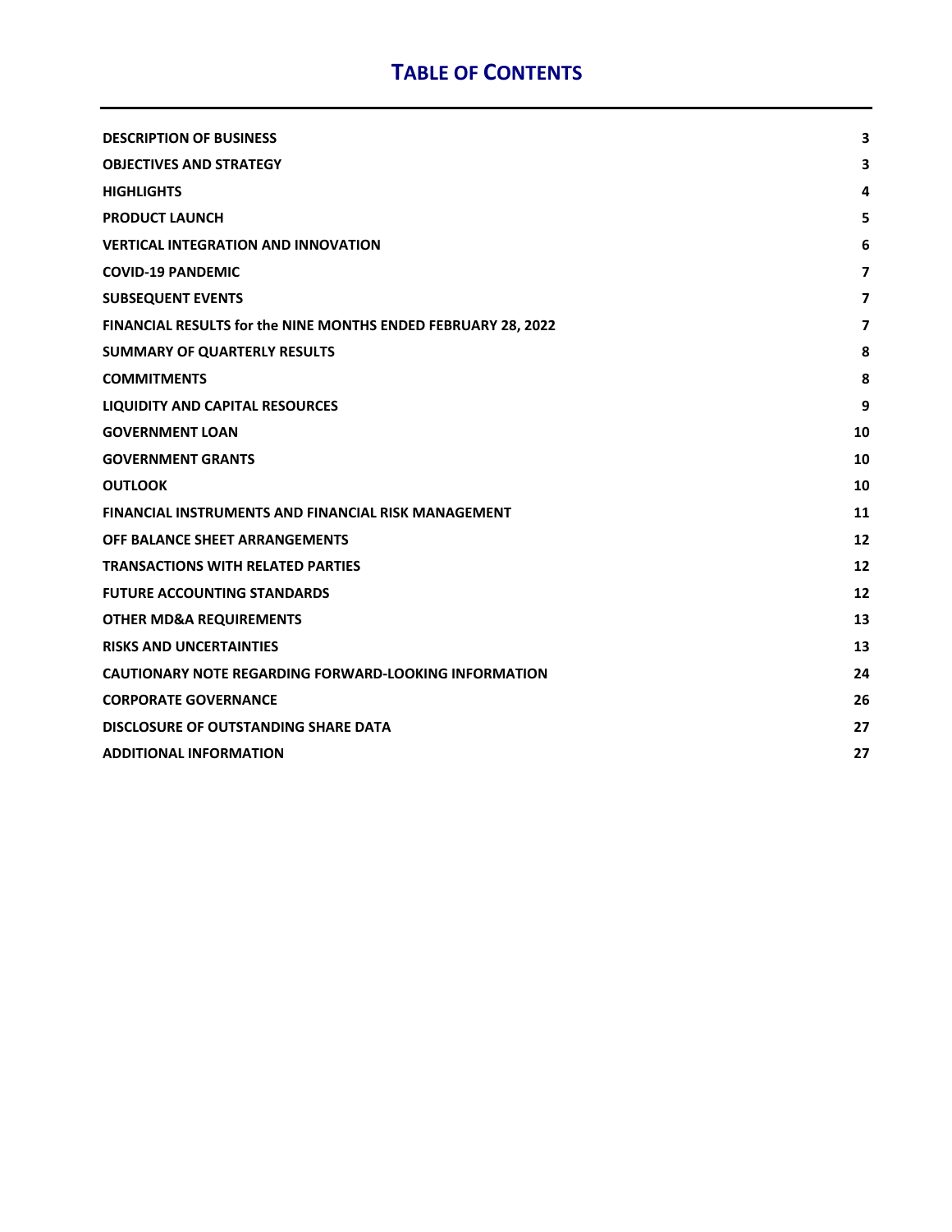# TABLE OF CONTENTS

| | |
|---|---|
| **DESCRIPTION OF BUSINESS** | **3** |
| **OBJECTIVES AND STRATEGY** | **3** |
| **HIGHLIGHTS** | **4** |
| **PRODUCT LAUNCH** | **5** |
| **VERTICAL INTEGRATION AND INNOVATION** | **6** |
| **COVID-19 PANDEMIC** | **7** |
| **SUBSEQUENT EVENTS** | **7** |
| **FINANCIAL RESULTS for the NINE MONTHS ENDED FEBRUARY 28, 2022** | **7** |
| **SUMMARY OF QUARTERLY RESULTS** | **8** |
| **COMMITMENTS** | **8** |
| **LIQUIDITY AND CAPITAL RESOURCES** | **9** |
| **GOVERNMENT LOAN** | **10** |
| **GOVERNMENT GRANTS** | **10** |
| **OUTLOOK** | **10** |
| **FINANCIAL INSTRUMENTS AND FINANCIAL RISK MANAGEMENT** | **11** |
| **OFF BALANCE SHEET ARRANGEMENTS** | **12** |
| **TRANSACTIONS WITH RELATED PARTIES** | **12** |
| **FUTURE ACCOUNTING STANDARDS** | **12** |
| **OTHER MD&A REQUIREMENTS** | **13** |
| **RISKS AND UNCERTAINTIES** | **13** |
| **CAUTIONARY NOTE REGARDING FORWARD-LOOKING INFORMATION** | **24** |
| **CORPORATE GOVERNANCE** | **26** |
| **DISCLOSURE OF OUTSTANDING SHARE DATA** | **27** |
| **ADDITIONAL INFORMATION** | **27** |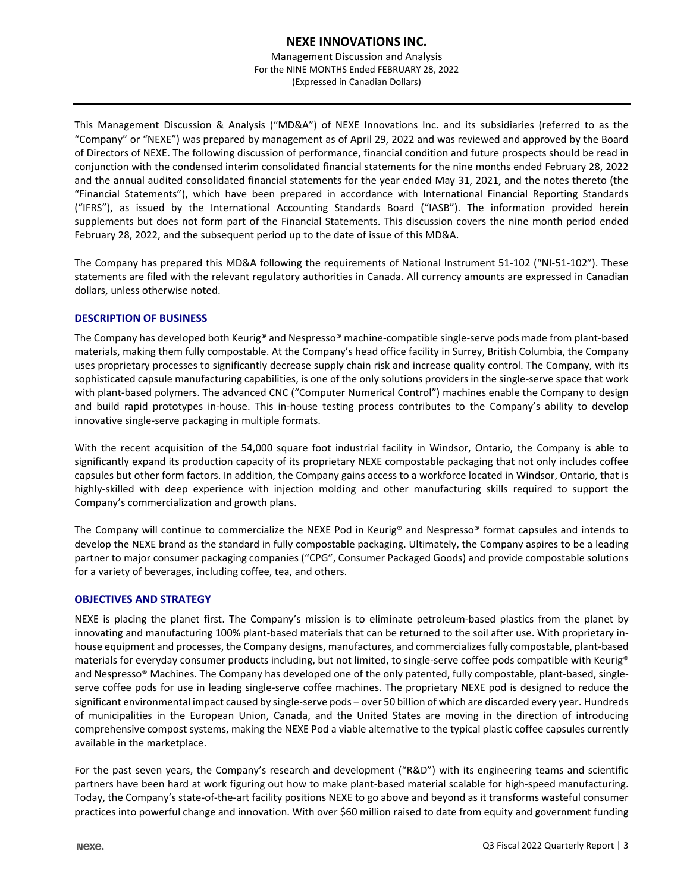This Management Discussion & Analysis ("MD&A") of NEXE Innovations Inc. and its subsidiaries (referred to as the "Company" or "NEXE") was prepared by management as of April 29, 2022 and was reviewed and approved by the Board of Directors of NEXE. The following discussion of performance, financial condition and future prospects should be read in conjunction with the condensed interim consolidated financial statements for the nine months ended February 28, 2022 and the annual audited consolidated financial statements for the year ended May 31, 2021, and the notes thereto (the "Financial Statements"), which have been prepared in accordance with International Financial Reporting Standards ("IFRS"), as issued by the International Accounting Standards Board ("IASB"). The information provided herein supplements but does not form part of the Financial Statements. This discussion covers the nine month period ended February 28, 2022, and the subsequent period up to the date of issue of this MD&A.

The Company has prepared this MD&A following the requirements of National Instrument 51-102 ("NI-51-102"). These statements are filed with the relevant regulatory authorities in Canada. All currency amounts are expressed in Canadian dollars, unless otherwise noted.

## DESCRIPTION OF BUSINESS

The Company has developed both Keurig® and Nespresso® machine-compatible single-serve pods made from plant-based materials, making them fully compostable. At the Company's head office facility in Surrey, British Columbia, the Company uses proprietary processes to significantly decrease supply chain risk and increase quality control. The Company, with its sophisticated capsule manufacturing capabilities, is one of the only solutions providers in the single-serve space that work with plant-based polymers. The advanced CNC ("Computer Numerical Control") machines enable the Company to design and build rapid prototypes in-house. This in-house testing process contributes to the Company's ability to develop innovative single-serve packaging in multiple formats.

With the recent acquisition of the 54,000 square foot industrial facility in Windsor, Ontario, the Company is able to significantly expand its production capacity of its proprietary NEXE compostable packaging that not only includes coffee capsules but other form factors. In addition, the Company gains access to a workforce located in Windsor, Ontario, that is highly-skilled with deep experience with injection molding and other manufacturing skills required to support the Company's commercialization and growth plans.

The Company will continue to commercialize the NEXE Pod in Keurig® and Nespresso® format capsules and intends to develop the NEXE brand as the standard in fully compostable packaging. Ultimately, the Company aspires to be a leading partner to major consumer packaging companies ("CPG", Consumer Packaged Goods) and provide compostable solutions for a variety of beverages, including coffee, tea, and others.

## OBJECTIVES AND STRATEGY

NEXE is placing the planet first. The Company's mission is to eliminate petroleum-based plastics from the planet by innovating and manufacturing 100% plant-based materials that can be returned to the soil after use. With proprietary in-house equipment and processes, the Company designs, manufactures, and commercializes fully compostable, plant-based materials for everyday consumer products including, but not limited, to single-serve coffee pods compatible with Keurig® and Nespresso® Machines. The Company has developed one of the only patented, fully compostable, plant-based, single-serve coffee pods for use in leading single-serve coffee machines. The proprietary NEXE pod is designed to reduce the significant environmental impact caused by single-serve pods – over 50 billion of which are discarded every year. Hundreds of municipalities in the European Union, Canada, and the United States are moving in the direction of introducing comprehensive compost systems, making the NEXE Pod a viable alternative to the typical plastic coffee capsules currently available in the marketplace.

For the past seven years, the Company's research and development ("R&D") with its engineering teams and scientific partners have been hard at work figuring out how to make plant-based material scalable for high-speed manufacturing. Today, the Company's state-of-the-art facility positions NEXE to go above and beyond as it transforms wasteful consumer practices into powerful change and innovation. With over $60 million raised to date from equity and government funding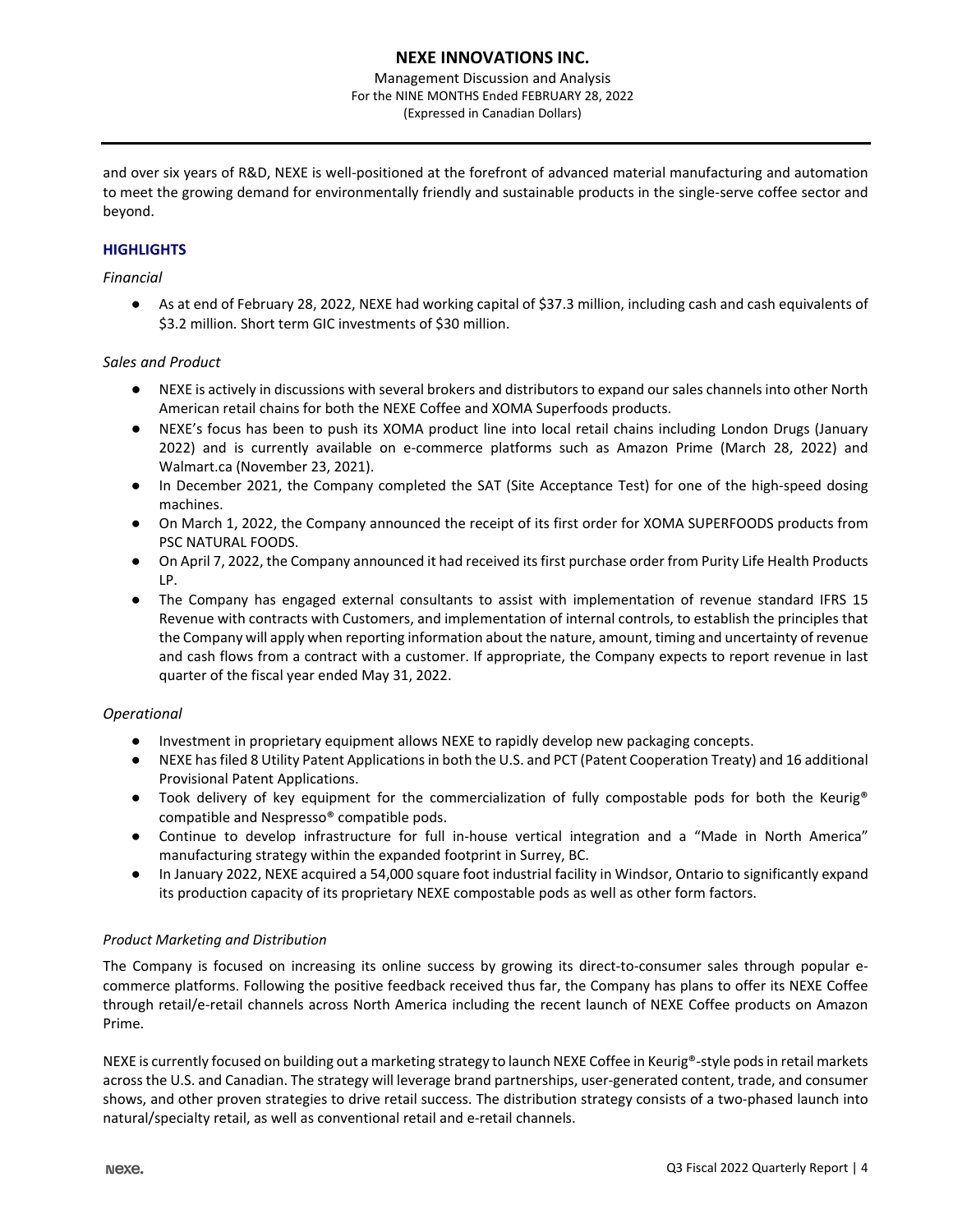and over six years of R&D, NEXE is well-positioned at the forefront of advanced material manufacturing and automation to meet the growing demand for environmentally friendly and sustainable products in the single-serve coffee sector and beyond.

## HIGHLIGHTS

*Financial*

- As at end of February 28, 2022, NEXE had working capital of $37.3 million, including cash and cash equivalents of $3.2 million. Short term GIC investments of $30 million.

*Sales and Product*

- NEXE is actively in discussions with several brokers and distributors to expand our sales channels into other North American retail chains for both the NEXE Coffee and XOMA Superfoods products.
- NEXE's focus has been to push its XOMA product line into local retail chains including London Drugs (January 2022) and is currently available on e-commerce platforms such as Amazon Prime (March 28, 2022) and Walmart.ca (November 23, 2021).
- In December 2021, the Company completed the SAT (Site Acceptance Test) for one of the high-speed dosing machines.
- On March 1, 2022, the Company announced the receipt of its first order for XOMA SUPERFOODS products from PSC NATURAL FOODS.
- On April 7, 2022, the Company announced it had received its first purchase order from Purity Life Health Products LP.
- The Company has engaged external consultants to assist with implementation of revenue standard IFRS 15 Revenue with contracts with Customers, and implementation of internal controls, to establish the principles that the Company will apply when reporting information about the nature, amount, timing and uncertainty of revenue and cash flows from a contract with a customer. If appropriate, the Company expects to report revenue in last quarter of the fiscal year ended May 31, 2022.

*Operational*

- Investment in proprietary equipment allows NEXE to rapidly develop new packaging concepts.
- NEXE has filed 8 Utility Patent Applications in both the U.S. and PCT (Patent Cooperation Treaty) and 16 additional Provisional Patent Applications.
- Took delivery of key equipment for the commercialization of fully compostable pods for both the Keurig® compatible and Nespresso® compatible pods.
- Continue to develop infrastructure for full in-house vertical integration and a "Made in North America" manufacturing strategy within the expanded footprint in Surrey, BC.
- In January 2022, NEXE acquired a 54,000 square foot industrial facility in Windsor, Ontario to significantly expand its production capacity of its proprietary NEXE compostable pods as well as other form factors.

*Product Marketing and Distribution*

The Company is focused on increasing its online success by growing its direct-to-consumer sales through popular e-commerce platforms. Following the positive feedback received thus far, the Company has plans to offer its NEXE Coffee through retail/e-retail channels across North America including the recent launch of NEXE Coffee products on Amazon Prime.

NEXE is currently focused on building out a marketing strategy to launch NEXE Coffee in Keurig®-style pods in retail markets across the U.S. and Canadian. The strategy will leverage brand partnerships, user-generated content, trade, and consumer shows, and other proven strategies to drive retail success. The distribution strategy consists of a two-phased launch into natural/specialty retail, as well as conventional retail and e-retail channels.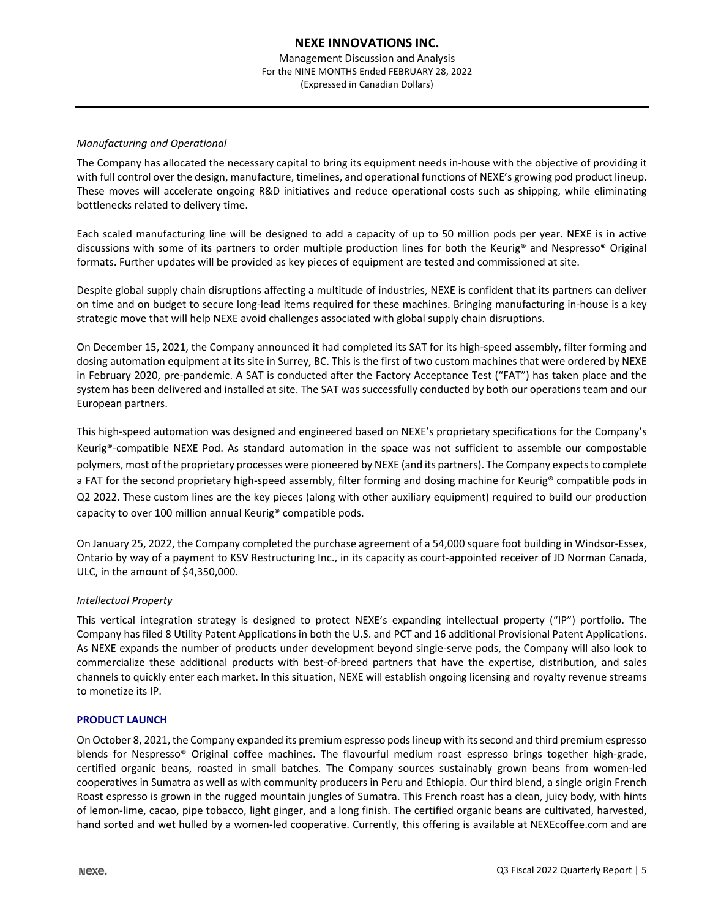*Manufacturing and Operational*

The Company has allocated the necessary capital to bring its equipment needs in-house with the objective of providing it with full control over the design, manufacture, timelines, and operational functions of NEXE's growing pod product lineup. These moves will accelerate ongoing R&D initiatives and reduce operational costs such as shipping, while eliminating bottlenecks related to delivery time.

Each scaled manufacturing line will be designed to add a capacity of up to 50 million pods per year. NEXE is in active discussions with some of its partners to order multiple production lines for both the Keurig® and Nespresso® Original formats. Further updates will be provided as key pieces of equipment are tested and commissioned at site.

Despite global supply chain disruptions affecting a multitude of industries, NEXE is confident that its partners can deliver on time and on budget to secure long-lead items required for these machines. Bringing manufacturing in-house is a key strategic move that will help NEXE avoid challenges associated with global supply chain disruptions.

On December 15, 2021, the Company announced it had completed its SAT for its high-speed assembly, filter forming and dosing automation equipment at its site in Surrey, BC. This is the first of two custom machines that were ordered by NEXE in February 2020, pre-pandemic. A SAT is conducted after the Factory Acceptance Test ("FAT") has taken place and the system has been delivered and installed at site. The SAT was successfully conducted by both our operations team and our European partners.

This high-speed automation was designed and engineered based on NEXE's proprietary specifications for the Company's Keurig®-compatible NEXE Pod. As standard automation in the space was not sufficient to assemble our compostable polymers, most of the proprietary processes were pioneered by NEXE (and its partners). The Company expects to complete a FAT for the second proprietary high-speed assembly, filter forming and dosing machine for Keurig® compatible pods in Q2 2022. These custom lines are the key pieces (along with other auxiliary equipment) required to build our production capacity to over 100 million annual Keurig® compatible pods.

On January 25, 2022, the Company completed the purchase agreement of a 54,000 square foot building in Windsor-Essex, Ontario by way of a payment to KSV Restructuring Inc., in its capacity as court-appointed receiver of JD Norman Canada, ULC, in the amount of $4,350,000.

*Intellectual Property*

This vertical integration strategy is designed to protect NEXE's expanding intellectual property ("IP") portfolio. The Company has filed 8 Utility Patent Applications in both the U.S. and PCT and 16 additional Provisional Patent Applications. As NEXE expands the number of products under development beyond single-serve pods, the Company will also look to commercialize these additional products with best-of-breed partners that have the expertise, distribution, and sales channels to quickly enter each market. In this situation, NEXE will establish ongoing licensing and royalty revenue streams to monetize its IP.

## PRODUCT LAUNCH

On October 8, 2021, the Company expanded its premium espresso pods lineup with its second and third premium espresso blends for Nespresso® Original coffee machines. The flavourful medium roast espresso brings together high-grade, certified organic beans, roasted in small batches. The Company sources sustainably grown beans from women-led cooperatives in Sumatra as well as with community producers in Peru and Ethiopia. Our third blend, a single origin French Roast espresso is grown in the rugged mountain jungles of Sumatra. This French roast has a clean, juicy body, with hints of lemon-lime, cacao, pipe tobacco, light ginger, and a long finish. The certified organic beans are cultivated, harvested, hand sorted and wet hulled by a women-led cooperative. Currently, this offering is available at NEXEcoffee.com and are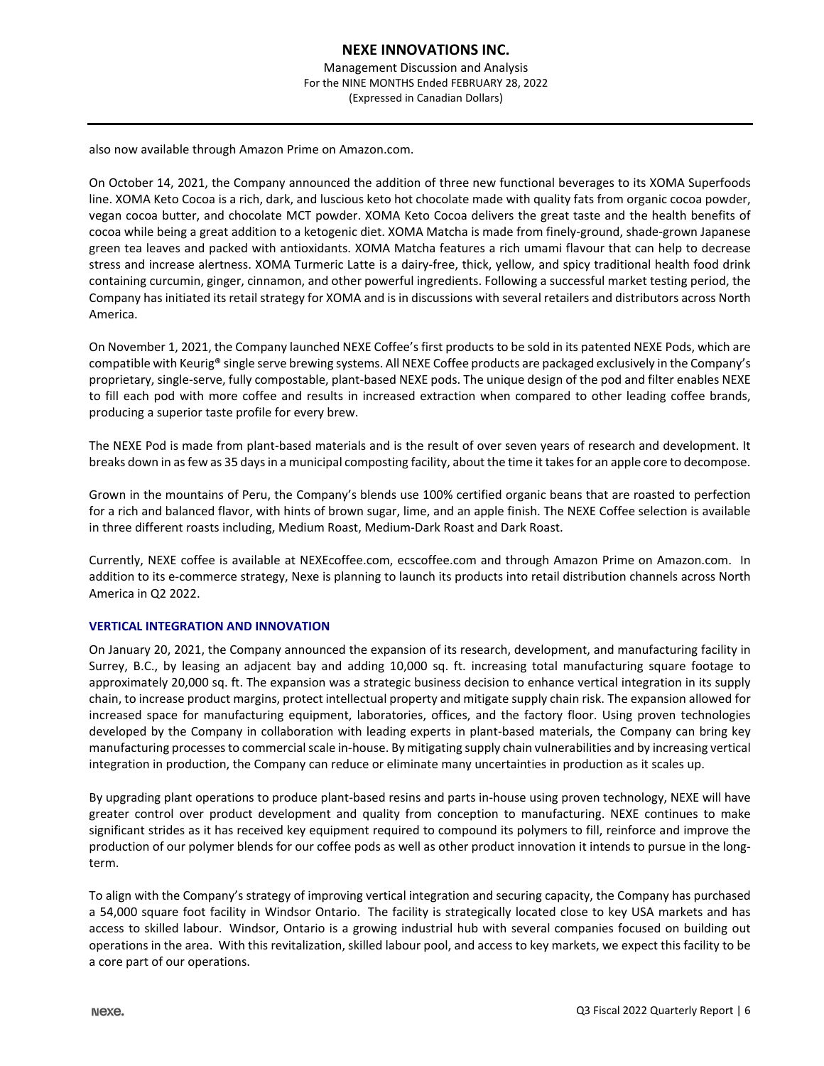also now available through Amazon Prime on Amazon.com.

On October 14, 2021, the Company announced the addition of three new functional beverages to its XOMA Superfoods line. XOMA Keto Cocoa is a rich, dark, and luscious keto hot chocolate made with quality fats from organic cocoa powder, vegan cocoa butter, and chocolate MCT powder. XOMA Keto Cocoa delivers the great taste and the health benefits of cocoa while being a great addition to a ketogenic diet. XOMA Matcha is made from finely-ground, shade-grown Japanese green tea leaves and packed with antioxidants. XOMA Matcha features a rich umami flavour that can help to decrease stress and increase alertness. XOMA Turmeric Latte is a dairy-free, thick, yellow, and spicy traditional health food drink containing curcumin, ginger, cinnamon, and other powerful ingredients. Following a successful market testing period, the Company has initiated its retail strategy for XOMA and is in discussions with several retailers and distributors across North America.

On November 1, 2021, the Company launched NEXE Coffee's first products to be sold in its patented NEXE Pods, which are compatible with Keurig® single serve brewing systems. All NEXE Coffee products are packaged exclusively in the Company's proprietary, single-serve, fully compostable, plant-based NEXE pods. The unique design of the pod and filter enables NEXE to fill each pod with more coffee and results in increased extraction when compared to other leading coffee brands, producing a superior taste profile for every brew.

The NEXE Pod is made from plant-based materials and is the result of over seven years of research and development. It breaks down in as few as 35 days in a municipal composting facility, about the time it takes for an apple core to decompose.

Grown in the mountains of Peru, the Company's blends use 100% certified organic beans that are roasted to perfection for a rich and balanced flavor, with hints of brown sugar, lime, and an apple finish. The NEXE Coffee selection is available in three different roasts including, Medium Roast, Medium-Dark Roast and Dark Roast.

Currently, NEXE coffee is available at NEXEcoffee.com, ecscoffee.com and through Amazon Prime on Amazon.com. In addition to its e-commerce strategy, Nexe is planning to launch its products into retail distribution channels across North America in Q2 2022.

## VERTICAL INTEGRATION AND INNOVATION

On January 20, 2021, the Company announced the expansion of its research, development, and manufacturing facility in Surrey, B.C., by leasing an adjacent bay and adding 10,000 sq. ft. increasing total manufacturing square footage to approximately 20,000 sq. ft. The expansion was a strategic business decision to enhance vertical integration in its supply chain, to increase product margins, protect intellectual property and mitigate supply chain risk. The expansion allowed for increased space for manufacturing equipment, laboratories, offices, and the factory floor. Using proven technologies developed by the Company in collaboration with leading experts in plant-based materials, the Company can bring key manufacturing processes to commercial scale in-house. By mitigating supply chain vulnerabilities and by increasing vertical integration in production, the Company can reduce or eliminate many uncertainties in production as it scales up.

By upgrading plant operations to produce plant-based resins and parts in-house using proven technology, NEXE will have greater control over product development and quality from conception to manufacturing. NEXE continues to make significant strides as it has received key equipment required to compound its polymers to fill, reinforce and improve the production of our polymer blends for our coffee pods as well as other product innovation it intends to pursue in the long-term.

To align with the Company's strategy of improving vertical integration and securing capacity, the Company has purchased a 54,000 square foot facility in Windsor Ontario. The facility is strategically located close to key USA markets and has access to skilled labour. Windsor, Ontario is a growing industrial hub with several companies focused on building out operations in the area. With this revitalization, skilled labour pool, and access to key markets, we expect this facility to be a core part of our operations.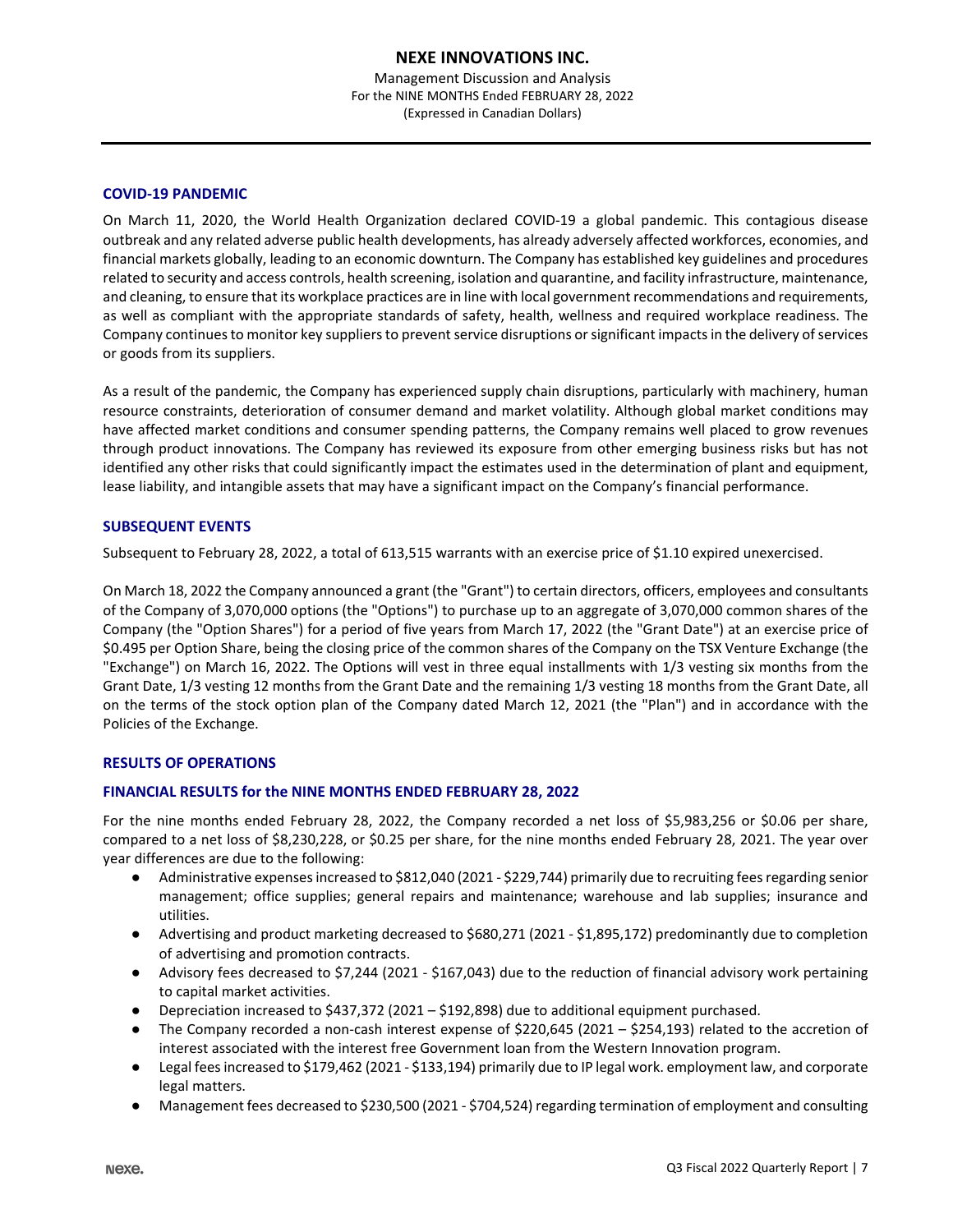## COVID-19 PANDEMIC

On March 11, 2020, the World Health Organization declared COVID-19 a global pandemic. This contagious disease outbreak and any related adverse public health developments, has already adversely affected workforces, economies, and financial markets globally, leading to an economic downturn. The Company has established key guidelines and procedures related to security and access controls, health screening, isolation and quarantine, and facility infrastructure, maintenance, and cleaning, to ensure that its workplace practices are in line with local government recommendations and requirements, as well as compliant with the appropriate standards of safety, health, wellness and required workplace readiness. The Company continues to monitor key suppliers to prevent service disruptions or significant impacts in the delivery of services or goods from its suppliers.

As a result of the pandemic, the Company has experienced supply chain disruptions, particularly with machinery, human resource constraints, deterioration of consumer demand and market volatility. Although global market conditions may have affected market conditions and consumer spending patterns, the Company remains well placed to grow revenues through product innovations. The Company has reviewed its exposure from other emerging business risks but has not identified any other risks that could significantly impact the estimates used in the determination of plant and equipment, lease liability, and intangible assets that may have a significant impact on the Company's financial performance.

## SUBSEQUENT EVENTS

Subsequent to February 28, 2022, a total of 613,515 warrants with an exercise price of $1.10 expired unexercised.

On March 18, 2022 the Company announced a grant (the "Grant") to certain directors, officers, employees and consultants of the Company of 3,070,000 options (the "Options") to purchase up to an aggregate of 3,070,000 common shares of the Company (the "Option Shares") for a period of five years from March 17, 2022 (the "Grant Date") at an exercise price of $0.495 per Option Share, being the closing price of the common shares of the Company on the TSX Venture Exchange (the "Exchange") on March 16, 2022. The Options will vest in three equal installments with 1/3 vesting six months from the Grant Date, 1/3 vesting 12 months from the Grant Date and the remaining 1/3 vesting 18 months from the Grant Date, all on the terms of the stock option plan of the Company dated March 12, 2021 (the "Plan") and in accordance with the Policies of the Exchange.

## RESULTS OF OPERATIONS

### FINANCIAL RESULTS for the NINE MONTHS ENDED FEBRUARY 28, 2022

For the nine months ended February 28, 2022, the Company recorded a net loss of $5,983,256 or $0.06 per share, compared to a net loss of $8,230,228, or $0.25 per share, for the nine months ended February 28, 2021. The year over year differences are due to the following:

- Administrative expenses increased to $812,040 (2021 - $229,744) primarily due to recruiting fees regarding senior management; office supplies; general repairs and maintenance; warehouse and lab supplies; insurance and utilities.
- Advertising and product marketing decreased to $680,271 (2021 - $1,895,172) predominantly due to completion of advertising and promotion contracts.
- Advisory fees decreased to $7,244 (2021 - $167,043) due to the reduction of financial advisory work pertaining to capital market activities.
- Depreciation increased to $437,372 (2021 – $192,898) due to additional equipment purchased.
- The Company recorded a non-cash interest expense of $220,645 (2021 – $254,193) related to the accretion of interest associated with the interest free Government loan from the Western Innovation program.
- Legal fees increased to $179,462 (2021 - $133,194) primarily due to IP legal work. employment law, and corporate legal matters.
- Management fees decreased to $230,500 (2021 - $704,524) regarding termination of employment and consulting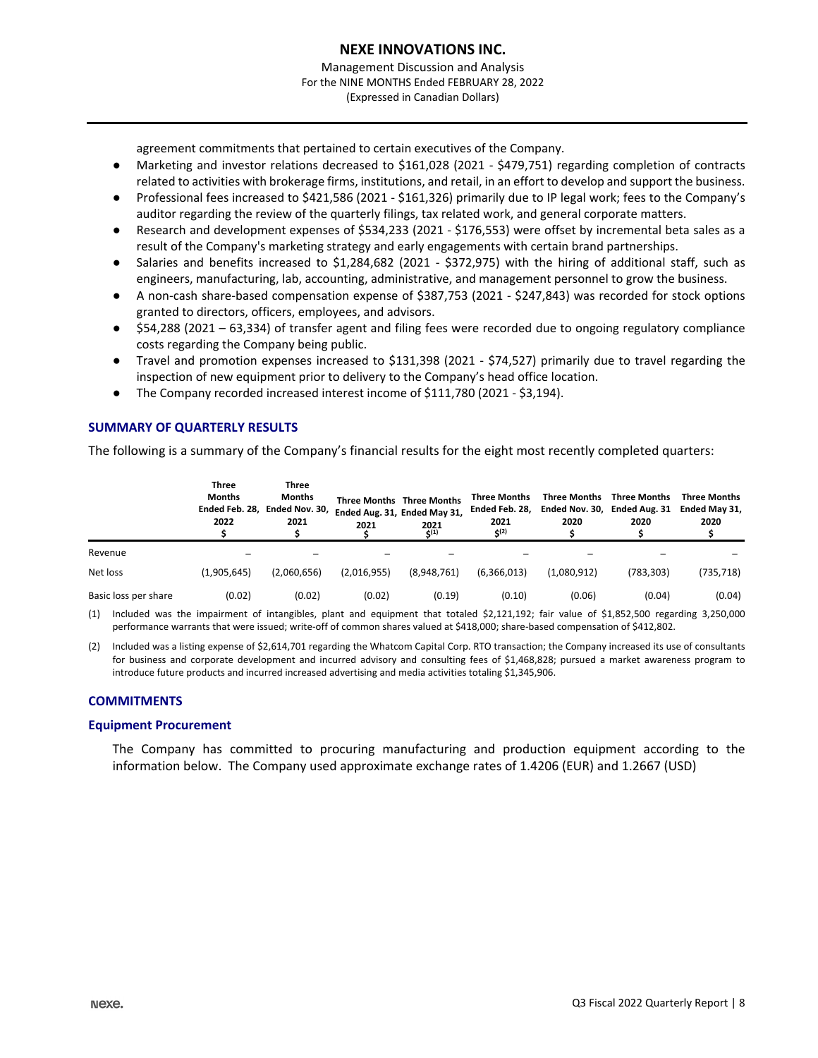agreement commitments that pertained to certain executives of the Company.

- Marketing and investor relations decreased to $161,028 (2021 - $479,751) regarding completion of contracts related to activities with brokerage firms, institutions, and retail, in an effort to develop and support the business.
- Professional fees increased to $421,586 (2021 - $161,326) primarily due to IP legal work; fees to the Company's auditor regarding the review of the quarterly filings, tax related work, and general corporate matters.
- Research and development expenses of $534,233 (2021 - $176,553) were offset by incremental beta sales as a result of the Company's marketing strategy and early engagements with certain brand partnerships.
- Salaries and benefits increased to $1,284,682 (2021 - $372,975) with the hiring of additional staff, such as engineers, manufacturing, lab, accounting, administrative, and management personnel to grow the business.
- A non-cash share-based compensation expense of $387,753 (2021 - $247,843) was recorded for stock options granted to directors, officers, employees, and advisors.
- $54,288 (2021 – 63,334) of transfer agent and filing fees were recorded due to ongoing regulatory compliance costs regarding the Company being public.
- Travel and promotion expenses increased to $131,398 (2021 - $74,527) primarily due to travel regarding the inspection of new equipment prior to delivery to the Company's head office location.
- The Company recorded increased interest income of $111,780 (2021 - $3,194).

## SUMMARY OF QUARTERLY RESULTS

The following is a summary of the Company's financial results for the eight most recently completed quarters:

| | Three Months Ended Feb. 28, 2022 $ | Three Months Ended Nov. 30, 2021 $ | Three Months Ended Aug. 31, 2021 $ | Three Months Ended May 31, 2021 $(1) | Three Months Ended Feb. 28, 2021 $(2) | Three Months Ended Nov. 30, 2020 $ | Three Months Ended Aug. 31 2020 $ | Three Months Ended May 31, 2020 $ |
|---|---|---|---|---|---|---|---|---|
| Revenue | – | – | – | – | – | – | – | – |
| Net loss | (1,905,645) | (2,060,656) | (2,016,955) | (8,948,761) | (6,366,013) | (1,080,912) | (783,303) | (735,718) |
| Basic loss per share | (0.02) | (0.02) | (0.02) | (0.19) | (0.10) | (0.06) | (0.04) | (0.04) |

(1) Included was the impairment of intangibles, plant and equipment that totaled $2,121,192; fair value of $1,852,500 regarding 3,250,000 performance warrants that were issued; write-off of common shares valued at $418,000; share-based compensation of $412,802.

(2) Included was a listing expense of $2,614,701 regarding the Whatcom Capital Corp. RTO transaction; the Company increased its use of consultants for business and corporate development and incurred advisory and consulting fees of $1,468,828; pursued a market awareness program to introduce future products and incurred increased advertising and media activities totaling $1,345,906.

## COMMITMENTS

### Equipment Procurement

The Company has committed to procuring manufacturing and production equipment according to the information below. The Company used approximate exchange rates of 1.4206 (EUR) and 1.2667 (USD)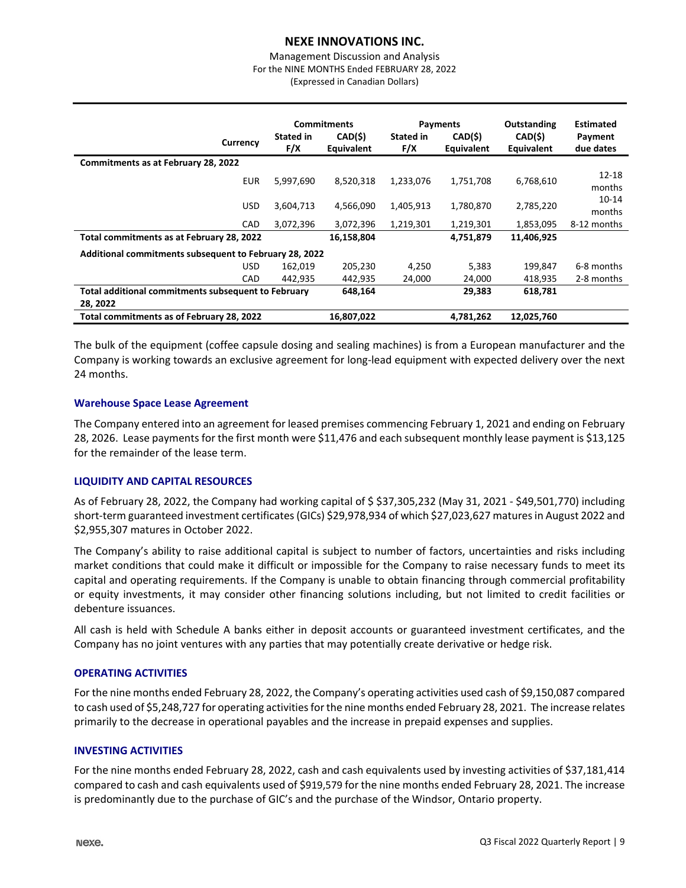| Currency | Commitments Stated in F/X | Commitments CAD($) Equivalent | Payments Stated in F/X | Payments CAD($) Equivalent | Outstanding CAD($) Equivalent | Estimated Payment due dates |
|---|---|---|---|---|---|---|
| **Commitments as at February 28, 2022** | | | | | | |
| EUR | 5,997,690 | 8,520,318 | 1,233,076 | 1,751,708 | 6,768,610 | 12-18 months |
| USD | 3,604,713 | 4,566,090 | 1,405,913 | 1,780,870 | 2,785,220 | 10-14 months |
| CAD | 3,072,396 | 3,072,396 | 1,219,301 | 1,219,301 | 1,853,095 | 8-12 months |
| **Total commitments as at February 28, 2022** | | **16,158,804** | | **4,751,879** | **11,406,925** | |
| **Additional commitments subsequent to February 28, 2022** | | | | | | |
| USD | 162,019 | 205,230 | 4,250 | 5,383 | 199,847 | 6-8 months |
| CAD | 442,935 | 442,935 | 24,000 | 24,000 | 418,935 | 2-8 months |
| **Total additional commitments subsequent to February 28, 2022** | | **648,164** | | **29,383** | **618,781** | |
| **Total commitments as of February 28, 2022** | | **16,807,022** | | **4,781,262** | **12,025,760** | |

The bulk of the equipment (coffee capsule dosing and sealing machines) is from a European manufacturer and the Company is working towards an exclusive agreement for long-lead equipment with expected delivery over the next 24 months.

### Warehouse Space Lease Agreement

The Company entered into an agreement for leased premises commencing February 1, 2021 and ending on February 28, 2026. Lease payments for the first month were $11,476 and each subsequent monthly lease payment is $13,125 for the remainder of the lease term.

## LIQUIDITY AND CAPITAL RESOURCES

As of February 28, 2022, the Company had working capital of $ $37,305,232 (May 31, 2021 - $49,501,770) including short-term guaranteed investment certificates (GICs) $29,978,934 of which $27,023,627 matures in August 2022 and $2,955,307 matures in October 2022.

The Company's ability to raise additional capital is subject to number of factors, uncertainties and risks including market conditions that could make it difficult or impossible for the Company to raise necessary funds to meet its capital and operating requirements. If the Company is unable to obtain financing through commercial profitability or equity investments, it may consider other financing solutions including, but not limited to credit facilities or debenture issuances.

All cash is held with Schedule A banks either in deposit accounts or guaranteed investment certificates, and the Company has no joint ventures with any parties that may potentially create derivative or hedge risk.

## OPERATING ACTIVITIES

For the nine months ended February 28, 2022, the Company's operating activities used cash of $9,150,087 compared to cash used of $5,248,727 for operating activities for the nine months ended February 28, 2021. The increase relates primarily to the decrease in operational payables and the increase in prepaid expenses and supplies.

## INVESTING ACTIVITIES

For the nine months ended February 28, 2022, cash and cash equivalents used by investing activities of $37,181,414 compared to cash and cash equivalents used of $919,579 for the nine months ended February 28, 2021. The increase is predominantly due to the purchase of GIC's and the purchase of the Windsor, Ontario property.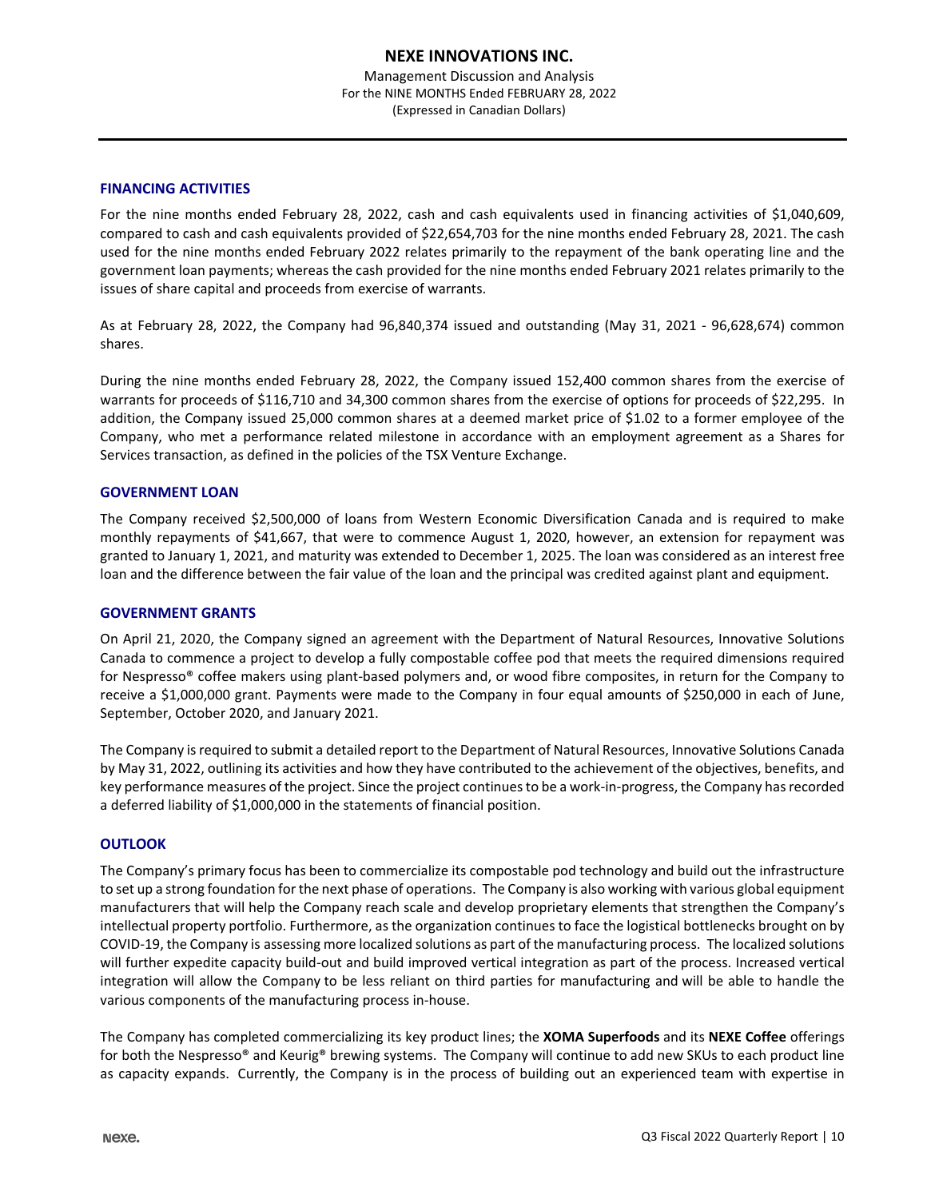### FINANCING ACTIVITIES

For the nine months ended February 28, 2022, cash and cash equivalents used in financing activities of $1,040,609, compared to cash and cash equivalents provided of $22,654,703 for the nine months ended February 28, 2021. The cash used for the nine months ended February 2022 relates primarily to the repayment of the bank operating line and the government loan payments; whereas the cash provided for the nine months ended February 2021 relates primarily to the issues of share capital and proceeds from exercise of warrants.

As at February 28, 2022, the Company had 96,840,374 issued and outstanding (May 31, 2021 - 96,628,674) common shares.

During the nine months ended February 28, 2022, the Company issued 152,400 common shares from the exercise of warrants for proceeds of $116,710 and 34,300 common shares from the exercise of options for proceeds of $22,295. In addition, the Company issued 25,000 common shares at a deemed market price of $1.02 to a former employee of the Company, who met a performance related milestone in accordance with an employment agreement as a Shares for Services transaction, as defined in the policies of the TSX Venture Exchange.

### GOVERNMENT LOAN

The Company received $2,500,000 of loans from Western Economic Diversification Canada and is required to make monthly repayments of $41,667, that were to commence August 1, 2020, however, an extension for repayment was granted to January 1, 2021, and maturity was extended to December 1, 2025. The loan was considered as an interest free loan and the difference between the fair value of the loan and the principal was credited against plant and equipment.

### GOVERNMENT GRANTS

On April 21, 2020, the Company signed an agreement with the Department of Natural Resources, Innovative Solutions Canada to commence a project to develop a fully compostable coffee pod that meets the required dimensions required for Nespresso® coffee makers using plant-based polymers and, or wood fibre composites, in return for the Company to receive a $1,000,000 grant. Payments were made to the Company in four equal amounts of $250,000 in each of June, September, October 2020, and January 2021.

The Company is required to submit a detailed report to the Department of Natural Resources, Innovative Solutions Canada by May 31, 2022, outlining its activities and how they have contributed to the achievement of the objectives, benefits, and key performance measures of the project. Since the project continues to be a work-in-progress, the Company has recorded a deferred liability of $1,000,000 in the statements of financial position.

### OUTLOOK

The Company's primary focus has been to commercialize its compostable pod technology and build out the infrastructure to set up a strong foundation for the next phase of operations. The Company is also working with various global equipment manufacturers that will help the Company reach scale and develop proprietary elements that strengthen the Company's intellectual property portfolio. Furthermore, as the organization continues to face the logistical bottlenecks brought on by COVID-19, the Company is assessing more localized solutions as part of the manufacturing process. The localized solutions will further expedite capacity build-out and build improved vertical integration as part of the process. Increased vertical integration will allow the Company to be less reliant on third parties for manufacturing and will be able to handle the various components of the manufacturing process in-house.

The Company has completed commercializing its key product lines; the **XOMA Superfoods** and its **NEXE Coffee** offerings for both the Nespresso® and Keurig® brewing systems. The Company will continue to add new SKUs to each product line as capacity expands. Currently, the Company is in the process of building out an experienced team with expertise in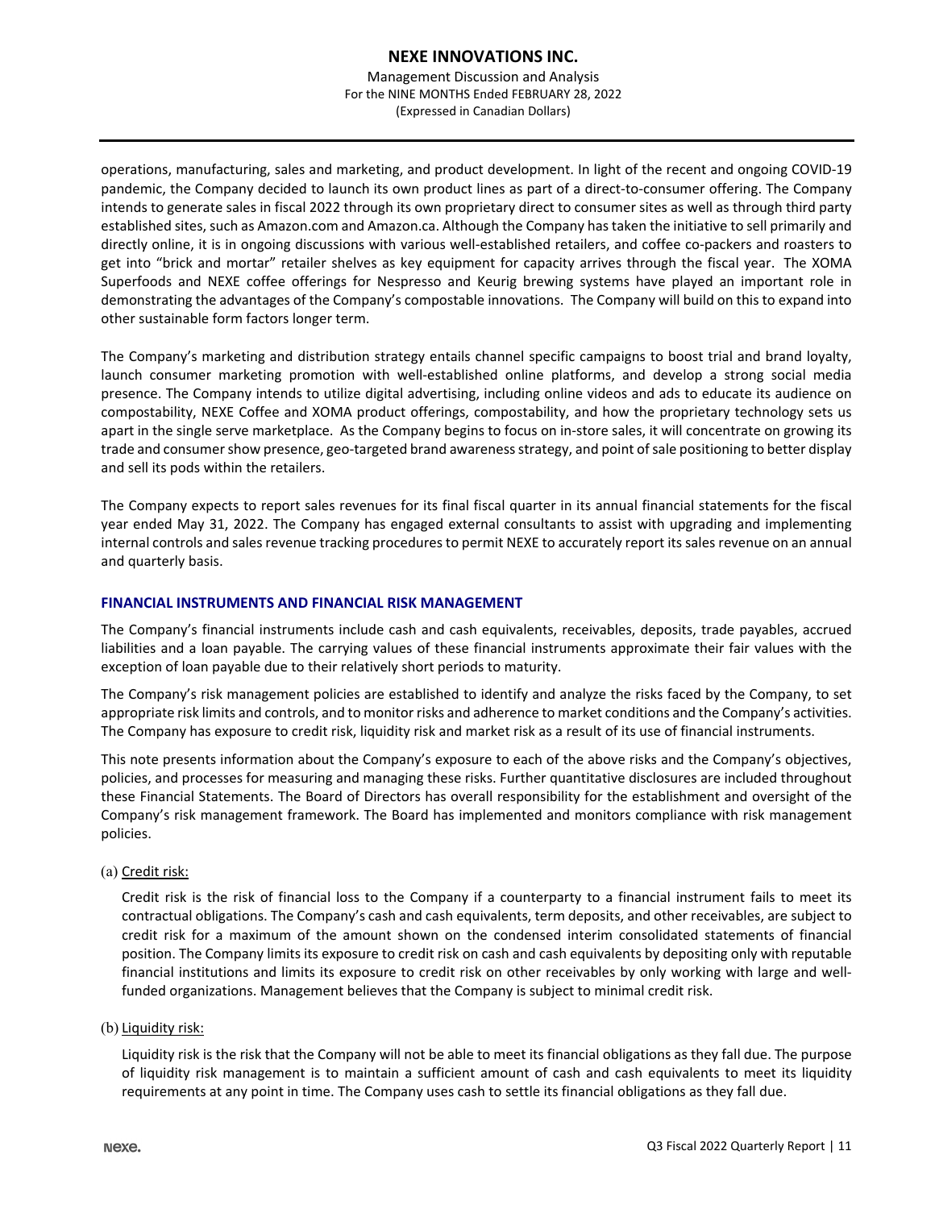operations, manufacturing, sales and marketing, and product development. In light of the recent and ongoing COVID-19 pandemic, the Company decided to launch its own product lines as part of a direct-to-consumer offering. The Company intends to generate sales in fiscal 2022 through its own proprietary direct to consumer sites as well as through third party established sites, such as Amazon.com and Amazon.ca. Although the Company has taken the initiative to sell primarily and directly online, it is in ongoing discussions with various well-established retailers, and coffee co-packers and roasters to get into "brick and mortar" retailer shelves as key equipment for capacity arrives through the fiscal year. The XOMA Superfoods and NEXE coffee offerings for Nespresso and Keurig brewing systems have played an important role in demonstrating the advantages of the Company's compostable innovations. The Company will build on this to expand into other sustainable form factors longer term.

The Company's marketing and distribution strategy entails channel specific campaigns to boost trial and brand loyalty, launch consumer marketing promotion with well-established online platforms, and develop a strong social media presence. The Company intends to utilize digital advertising, including online videos and ads to educate its audience on compostability, NEXE Coffee and XOMA product offerings, compostability, and how the proprietary technology sets us apart in the single serve marketplace. As the Company begins to focus on in-store sales, it will concentrate on growing its trade and consumer show presence, geo-targeted brand awareness strategy, and point of sale positioning to better display and sell its pods within the retailers.

The Company expects to report sales revenues for its final fiscal quarter in its annual financial statements for the fiscal year ended May 31, 2022. The Company has engaged external consultants to assist with upgrading and implementing internal controls and sales revenue tracking procedures to permit NEXE to accurately report its sales revenue on an annual and quarterly basis.

## FINANCIAL INSTRUMENTS AND FINANCIAL RISK MANAGEMENT

The Company's financial instruments include cash and cash equivalents, receivables, deposits, trade payables, accrued liabilities and a loan payable. The carrying values of these financial instruments approximate their fair values with the exception of loan payable due to their relatively short periods to maturity.

The Company's risk management policies are established to identify and analyze the risks faced by the Company, to set appropriate risk limits and controls, and to monitor risks and adherence to market conditions and the Company's activities. The Company has exposure to credit risk, liquidity risk and market risk as a result of its use of financial instruments.

This note presents information about the Company's exposure to each of the above risks and the Company's objectives, policies, and processes for measuring and managing these risks. Further quantitative disclosures are included throughout these Financial Statements. The Board of Directors has overall responsibility for the establishment and oversight of the Company's risk management framework. The Board has implemented and monitors compliance with risk management policies.

(a) Credit risk:

Credit risk is the risk of financial loss to the Company if a counterparty to a financial instrument fails to meet its contractual obligations. The Company's cash and cash equivalents, term deposits, and other receivables, are subject to credit risk for a maximum of the amount shown on the condensed interim consolidated statements of financial position. The Company limits its exposure to credit risk on cash and cash equivalents by depositing only with reputable financial institutions and limits its exposure to credit risk on other receivables by only working with large and well-funded organizations. Management believes that the Company is subject to minimal credit risk.

(b) Liquidity risk:

Liquidity risk is the risk that the Company will not be able to meet its financial obligations as they fall due. The purpose of liquidity risk management is to maintain a sufficient amount of cash and cash equivalents to meet its liquidity requirements at any point in time. The Company uses cash to settle its financial obligations as they fall due.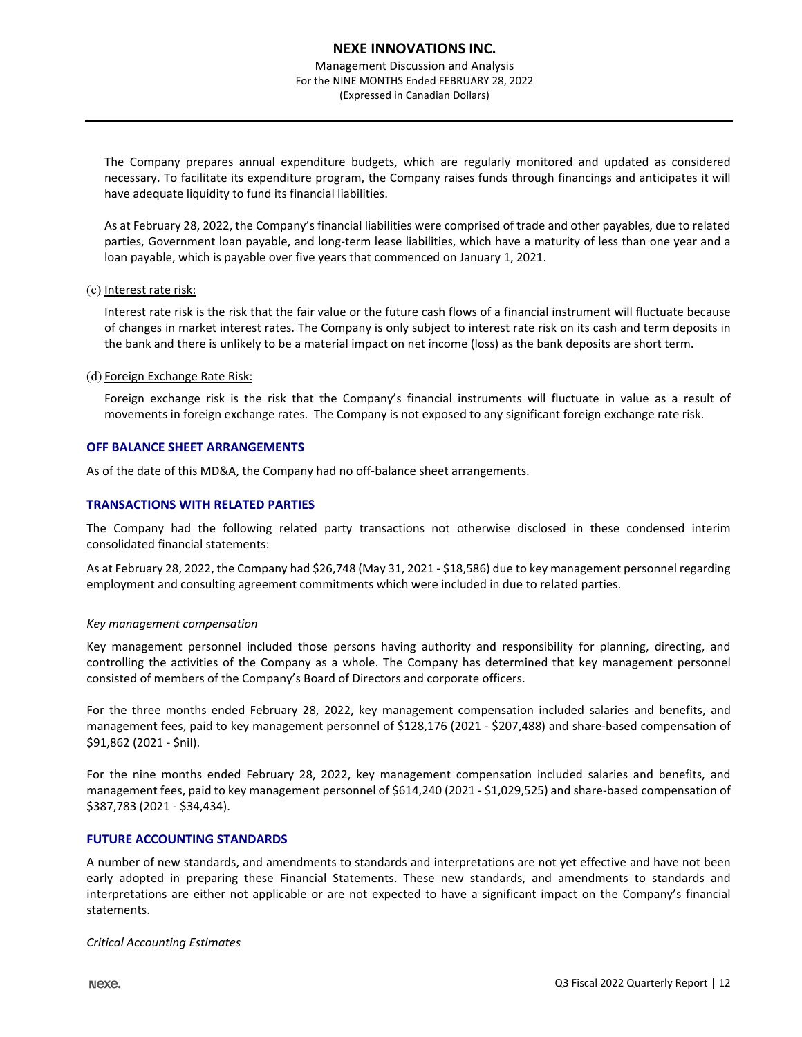The Company prepares annual expenditure budgets, which are regularly monitored and updated as considered necessary. To facilitate its expenditure program, the Company raises funds through financings and anticipates it will have adequate liquidity to fund its financial liabilities.

As at February 28, 2022, the Company's financial liabilities were comprised of trade and other payables, due to related parties, Government loan payable, and long-term lease liabilities, which have a maturity of less than one year and a loan payable, which is payable over five years that commenced on January 1, 2021.

(c) Interest rate risk:

Interest rate risk is the risk that the fair value or the future cash flows of a financial instrument will fluctuate because of changes in market interest rates. The Company is only subject to interest rate risk on its cash and term deposits in the bank and there is unlikely to be a material impact on net income (loss) as the bank deposits are short term.

(d) Foreign Exchange Rate Risk:

Foreign exchange risk is the risk that the Company's financial instruments will fluctuate in value as a result of movements in foreign exchange rates. The Company is not exposed to any significant foreign exchange rate risk.

## OFF BALANCE SHEET ARRANGEMENTS

As of the date of this MD&A, the Company had no off-balance sheet arrangements.

## TRANSACTIONS WITH RELATED PARTIES

The Company had the following related party transactions not otherwise disclosed in these condensed interim consolidated financial statements:

As at February 28, 2022, the Company had $26,748 (May 31, 2021 - $18,586) due to key management personnel regarding employment and consulting agreement commitments which were included in due to related parties.

*Key management compensation*

Key management personnel included those persons having authority and responsibility for planning, directing, and controlling the activities of the Company as a whole. The Company has determined that key management personnel consisted of members of the Company's Board of Directors and corporate officers.

For the three months ended February 28, 2022, key management compensation included salaries and benefits, and management fees, paid to key management personnel of $128,176 (2021 - $207,488) and share-based compensation of $91,862 (2021 - $nil).

For the nine months ended February 28, 2022, key management compensation included salaries and benefits, and management fees, paid to key management personnel of $614,240 (2021 - $1,029,525) and share-based compensation of $387,783 (2021 - $34,434).

## FUTURE ACCOUNTING STANDARDS

A number of new standards, and amendments to standards and interpretations are not yet effective and have not been early adopted in preparing these Financial Statements. These new standards, and amendments to standards and interpretations are either not applicable or are not expected to have a significant impact on the Company's financial statements.

*Critical Accounting Estimates*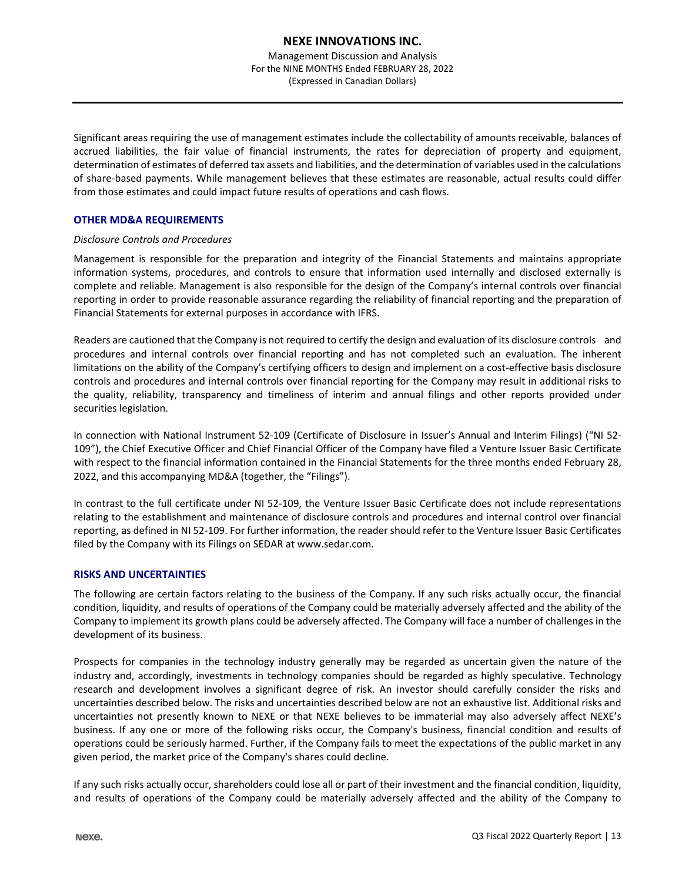Significant areas requiring the use of management estimates include the collectability of amounts receivable, balances of accrued liabilities, the fair value of financial instruments, the rates for depreciation of property and equipment, determination of estimates of deferred tax assets and liabilities, and the determination of variables used in the calculations of share-based payments. While management believes that these estimates are reasonable, actual results could differ from those estimates and could impact future results of operations and cash flows.

## OTHER MD&A REQUIREMENTS

*Disclosure Controls and Procedures*

Management is responsible for the preparation and integrity of the Financial Statements and maintains appropriate information systems, procedures, and controls to ensure that information used internally and disclosed externally is complete and reliable. Management is also responsible for the design of the Company's internal controls over financial reporting in order to provide reasonable assurance regarding the reliability of financial reporting and the preparation of Financial Statements for external purposes in accordance with IFRS.

Readers are cautioned that the Company is not required to certify the design and evaluation of its disclosure controls and procedures and internal controls over financial reporting and has not completed such an evaluation. The inherent limitations on the ability of the Company's certifying officers to design and implement on a cost-effective basis disclosure controls and procedures and internal controls over financial reporting for the Company may result in additional risks to the quality, reliability, transparency and timeliness of interim and annual filings and other reports provided under securities legislation.

In connection with National Instrument 52-109 (Certificate of Disclosure in Issuer's Annual and Interim Filings) ("NI 52-109"), the Chief Executive Officer and Chief Financial Officer of the Company have filed a Venture Issuer Basic Certificate with respect to the financial information contained in the Financial Statements for the three months ended February 28, 2022, and this accompanying MD&A (together, the "Filings").

In contrast to the full certificate under NI 52-109, the Venture Issuer Basic Certificate does not include representations relating to the establishment and maintenance of disclosure controls and procedures and internal control over financial reporting, as defined in NI 52-109. For further information, the reader should refer to the Venture Issuer Basic Certificates filed by the Company with its Filings on SEDAR at www.sedar.com.

## RISKS AND UNCERTAINTIES

The following are certain factors relating to the business of the Company. If any such risks actually occur, the financial condition, liquidity, and results of operations of the Company could be materially adversely affected and the ability of the Company to implement its growth plans could be adversely affected. The Company will face a number of challenges in the development of its business.

Prospects for companies in the technology industry generally may be regarded as uncertain given the nature of the industry and, accordingly, investments in technology companies should be regarded as highly speculative. Technology research and development involves a significant degree of risk. An investor should carefully consider the risks and uncertainties described below. The risks and uncertainties described below are not an exhaustive list. Additional risks and uncertainties not presently known to NEXE or that NEXE believes to be immaterial may also adversely affect NEXE's business. If any one or more of the following risks occur, the Company's business, financial condition and results of operations could be seriously harmed. Further, if the Company fails to meet the expectations of the public market in any given period, the market price of the Company's shares could decline.

If any such risks actually occur, shareholders could lose all or part of their investment and the financial condition, liquidity, and results of operations of the Company could be materially adversely affected and the ability of the Company to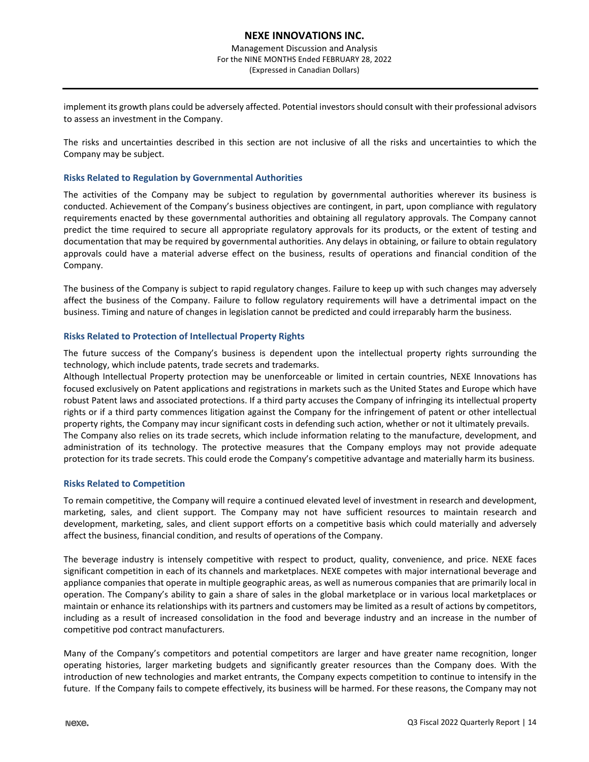implement its growth plans could be adversely affected. Potential investors should consult with their professional advisors to assess an investment in the Company.

The risks and uncertainties described in this section are not inclusive of all the risks and uncertainties to which the Company may be subject.

### Risks Related to Regulation by Governmental Authorities

The activities of the Company may be subject to regulation by governmental authorities wherever its business is conducted. Achievement of the Company's business objectives are contingent, in part, upon compliance with regulatory requirements enacted by these governmental authorities and obtaining all regulatory approvals. The Company cannot predict the time required to secure all appropriate regulatory approvals for its products, or the extent of testing and documentation that may be required by governmental authorities. Any delays in obtaining, or failure to obtain regulatory approvals could have a material adverse effect on the business, results of operations and financial condition of the Company.

The business of the Company is subject to rapid regulatory changes. Failure to keep up with such changes may adversely affect the business of the Company. Failure to follow regulatory requirements will have a detrimental impact on the business. Timing and nature of changes in legislation cannot be predicted and could irreparably harm the business.

### Risks Related to Protection of Intellectual Property Rights

The future success of the Company's business is dependent upon the intellectual property rights surrounding the technology, which include patents, trade secrets and trademarks.

Although Intellectual Property protection may be unenforceable or limited in certain countries, NEXE Innovations has focused exclusively on Patent applications and registrations in markets such as the United States and Europe which have robust Patent laws and associated protections. If a third party accuses the Company of infringing its intellectual property rights or if a third party commences litigation against the Company for the infringement of patent or other intellectual property rights, the Company may incur significant costs in defending such action, whether or not it ultimately prevails.

The Company also relies on its trade secrets, which include information relating to the manufacture, development, and administration of its technology. The protective measures that the Company employs may not provide adequate protection for its trade secrets. This could erode the Company's competitive advantage and materially harm its business.

### Risks Related to Competition

To remain competitive, the Company will require a continued elevated level of investment in research and development, marketing, sales, and client support. The Company may not have sufficient resources to maintain research and development, marketing, sales, and client support efforts on a competitive basis which could materially and adversely affect the business, financial condition, and results of operations of the Company.

The beverage industry is intensely competitive with respect to product, quality, convenience, and price. NEXE faces significant competition in each of its channels and marketplaces. NEXE competes with major international beverage and appliance companies that operate in multiple geographic areas, as well as numerous companies that are primarily local in operation. The Company's ability to gain a share of sales in the global marketplace or in various local marketplaces or maintain or enhance its relationships with its partners and customers may be limited as a result of actions by competitors, including as a result of increased consolidation in the food and beverage industry and an increase in the number of competitive pod contract manufacturers.

Many of the Company's competitors and potential competitors are larger and have greater name recognition, longer operating histories, larger marketing budgets and significantly greater resources than the Company does. With the introduction of new technologies and market entrants, the Company expects competition to continue to intensify in the future. If the Company fails to compete effectively, its business will be harmed. For these reasons, the Company may not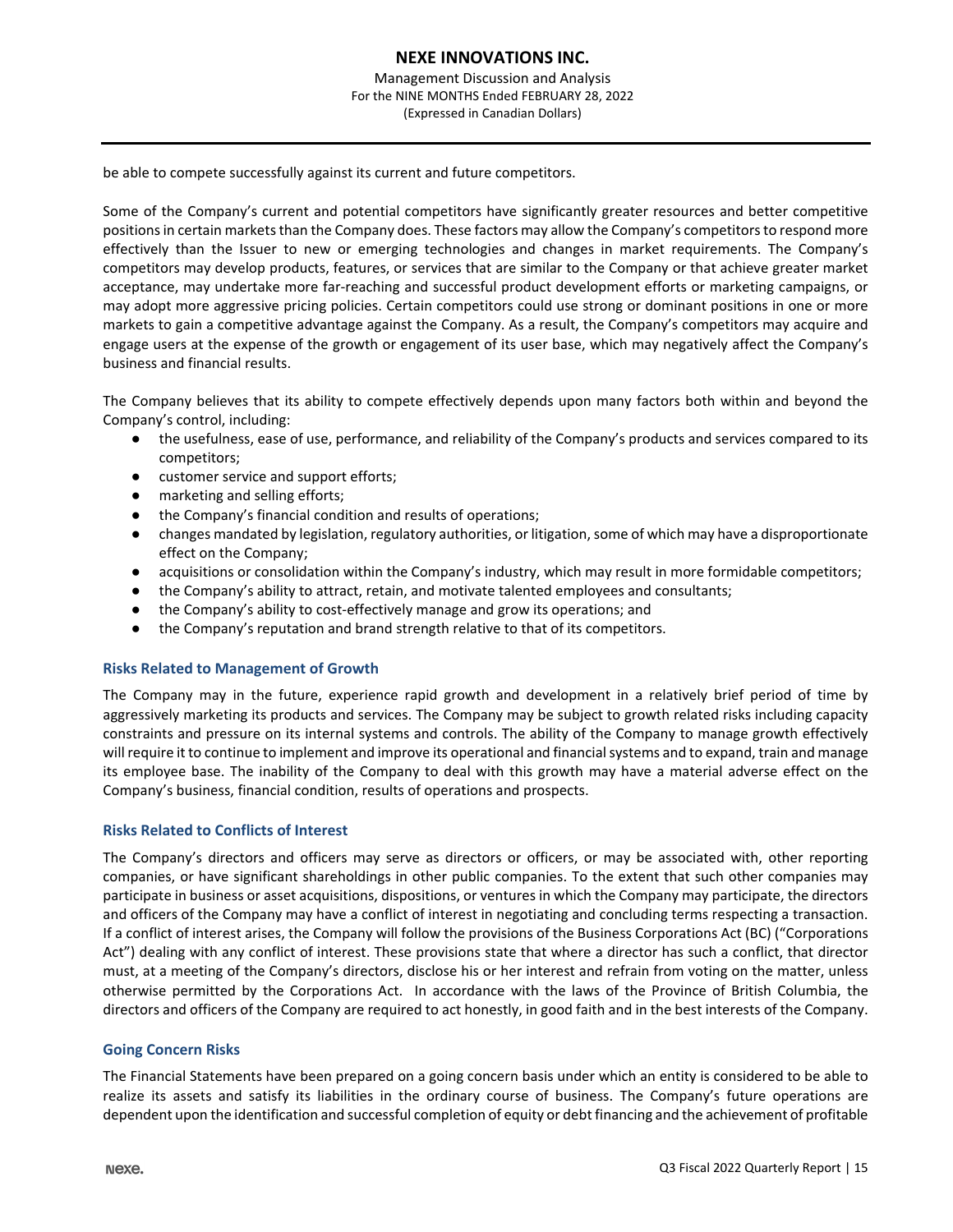be able to compete successfully against its current and future competitors.

Some of the Company's current and potential competitors have significantly greater resources and better competitive positions in certain markets than the Company does. These factors may allow the Company's competitors to respond more effectively than the Issuer to new or emerging technologies and changes in market requirements. The Company's competitors may develop products, features, or services that are similar to the Company or that achieve greater market acceptance, may undertake more far-reaching and successful product development efforts or marketing campaigns, or may adopt more aggressive pricing policies. Certain competitors could use strong or dominant positions in one or more markets to gain a competitive advantage against the Company. As a result, the Company's competitors may acquire and engage users at the expense of the growth or engagement of its user base, which may negatively affect the Company's business and financial results.

The Company believes that its ability to compete effectively depends upon many factors both within and beyond the Company's control, including:

- the usefulness, ease of use, performance, and reliability of the Company's products and services compared to its competitors;
- customer service and support efforts;
- marketing and selling efforts;
- the Company's financial condition and results of operations;
- changes mandated by legislation, regulatory authorities, or litigation, some of which may have a disproportionate effect on the Company;
- acquisitions or consolidation within the Company's industry, which may result in more formidable competitors;
- the Company's ability to attract, retain, and motivate talented employees and consultants;
- the Company's ability to cost-effectively manage and grow its operations; and
- the Company's reputation and brand strength relative to that of its competitors.

### Risks Related to Management of Growth

The Company may in the future, experience rapid growth and development in a relatively brief period of time by aggressively marketing its products and services. The Company may be subject to growth related risks including capacity constraints and pressure on its internal systems and controls. The ability of the Company to manage growth effectively will require it to continue to implement and improve its operational and financial systems and to expand, train and manage its employee base. The inability of the Company to deal with this growth may have a material adverse effect on the Company's business, financial condition, results of operations and prospects.

### Risks Related to Conflicts of Interest

The Company's directors and officers may serve as directors or officers, or may be associated with, other reporting companies, or have significant shareholdings in other public companies. To the extent that such other companies may participate in business or asset acquisitions, dispositions, or ventures in which the Company may participate, the directors and officers of the Company may have a conflict of interest in negotiating and concluding terms respecting a transaction. If a conflict of interest arises, the Company will follow the provisions of the Business Corporations Act (BC) ("Corporations Act") dealing with any conflict of interest. These provisions state that where a director has such a conflict, that director must, at a meeting of the Company's directors, disclose his or her interest and refrain from voting on the matter, unless otherwise permitted by the Corporations Act. In accordance with the laws of the Province of British Columbia, the directors and officers of the Company are required to act honestly, in good faith and in the best interests of the Company.

### Going Concern Risks

The Financial Statements have been prepared on a going concern basis under which an entity is considered to be able to realize its assets and satisfy its liabilities in the ordinary course of business. The Company's future operations are dependent upon the identification and successful completion of equity or debt financing and the achievement of profitable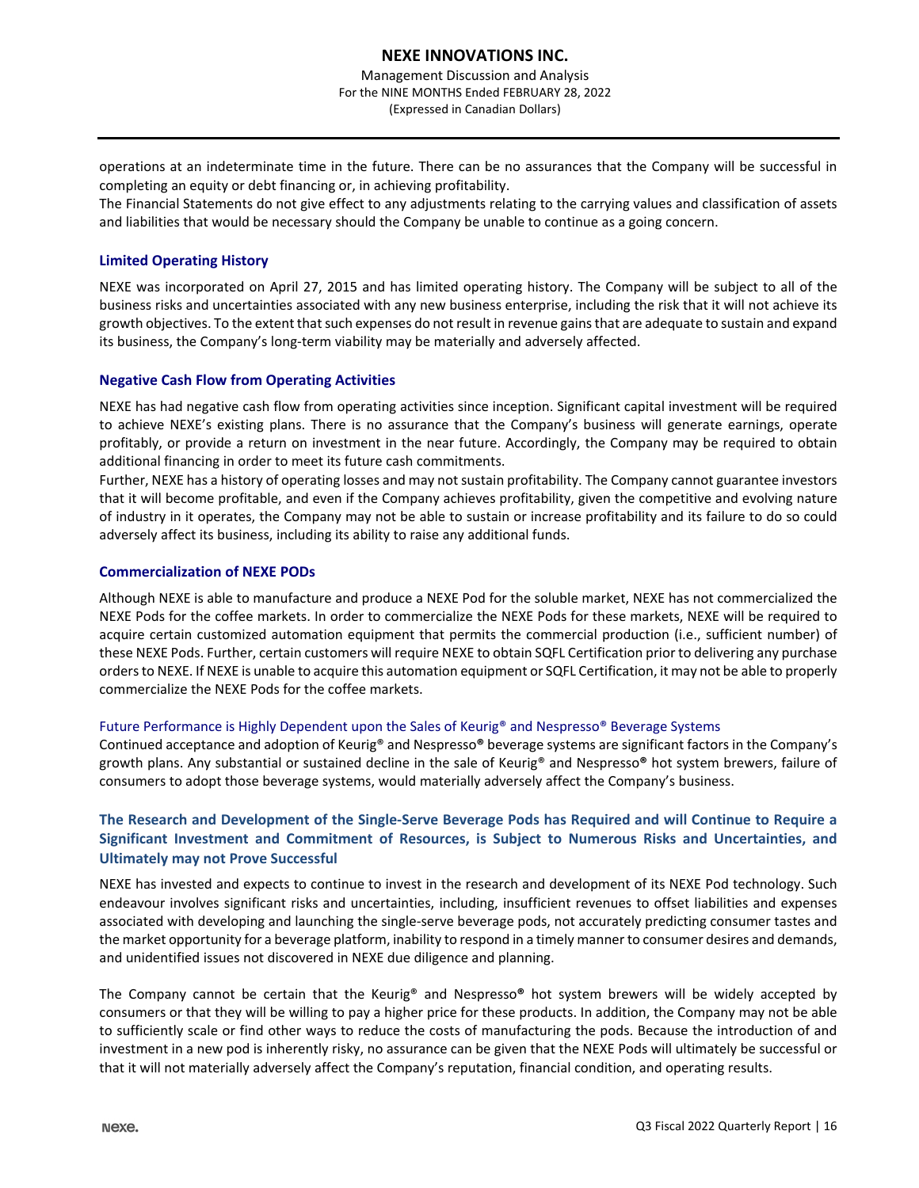operations at an indeterminate time in the future. There can be no assurances that the Company will be successful in completing an equity or debt financing or, in achieving profitability.

The Financial Statements do not give effect to any adjustments relating to the carrying values and classification of assets and liabilities that would be necessary should the Company be unable to continue as a going concern.

### Limited Operating History

NEXE was incorporated on April 27, 2015 and has limited operating history. The Company will be subject to all of the business risks and uncertainties associated with any new business enterprise, including the risk that it will not achieve its growth objectives. To the extent that such expenses do not result in revenue gains that are adequate to sustain and expand its business, the Company's long-term viability may be materially and adversely affected.

### Negative Cash Flow from Operating Activities

NEXE has had negative cash flow from operating activities since inception. Significant capital investment will be required to achieve NEXE's existing plans. There is no assurance that the Company's business will generate earnings, operate profitably, or provide a return on investment in the near future. Accordingly, the Company may be required to obtain additional financing in order to meet its future cash commitments.

Further, NEXE has a history of operating losses and may not sustain profitability. The Company cannot guarantee investors that it will become profitable, and even if the Company achieves profitability, given the competitive and evolving nature of industry in it operates, the Company may not be able to sustain or increase profitability and its failure to do so could adversely affect its business, including its ability to raise any additional funds.

### Commercialization of NEXE PODs

Although NEXE is able to manufacture and produce a NEXE Pod for the soluble market, NEXE has not commercialized the NEXE Pods for the coffee markets. In order to commercialize the NEXE Pods for these markets, NEXE will be required to acquire certain customized automation equipment that permits the commercial production (i.e., sufficient number) of these NEXE Pods. Further, certain customers will require NEXE to obtain SQFL Certification prior to delivering any purchase orders to NEXE. If NEXE is unable to acquire this automation equipment or SQFL Certification, it may not be able to properly commercialize the NEXE Pods for the coffee markets.

#### Future Performance is Highly Dependent upon the Sales of Keurig® and Nespresso® Beverage Systems

Continued acceptance and adoption of Keurig® and Nespresso® beverage systems are significant factors in the Company's growth plans. Any substantial or sustained decline in the sale of Keurig® and Nespresso® hot system brewers, failure of consumers to adopt those beverage systems, would materially adversely affect the Company's business.

### The Research and Development of the Single-Serve Beverage Pods has Required and will Continue to Require a Significant Investment and Commitment of Resources, is Subject to Numerous Risks and Uncertainties, and Ultimately may not Prove Successful

NEXE has invested and expects to continue to invest in the research and development of its NEXE Pod technology. Such endeavour involves significant risks and uncertainties, including, insufficient revenues to offset liabilities and expenses associated with developing and launching the single-serve beverage pods, not accurately predicting consumer tastes and the market opportunity for a beverage platform, inability to respond in a timely manner to consumer desires and demands, and unidentified issues not discovered in NEXE due diligence and planning.

The Company cannot be certain that the Keurig® and Nespresso® hot system brewers will be widely accepted by consumers or that they will be willing to pay a higher price for these products. In addition, the Company may not be able to sufficiently scale or find other ways to reduce the costs of manufacturing the pods. Because the introduction of and investment in a new pod is inherently risky, no assurance can be given that the NEXE Pods will ultimately be successful or that it will not materially adversely affect the Company's reputation, financial condition, and operating results.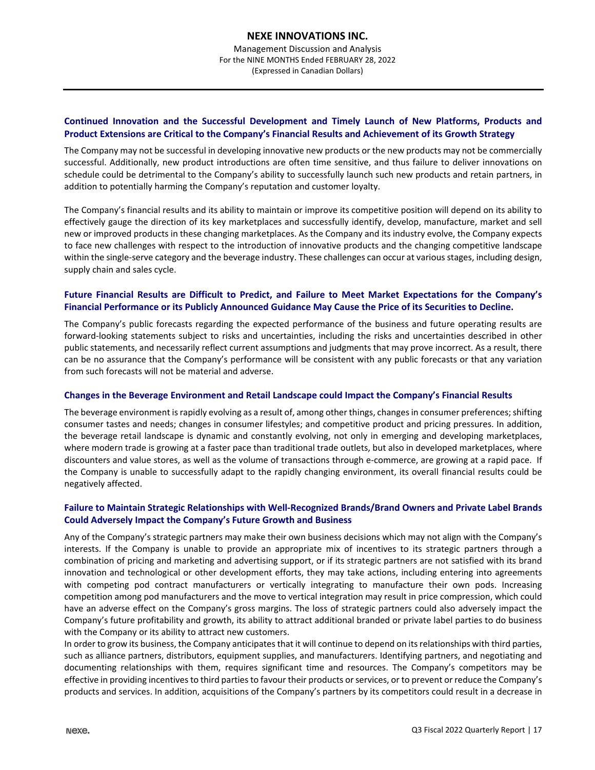### Continued Innovation and the Successful Development and Timely Launch of New Platforms, Products and Product Extensions are Critical to the Company's Financial Results and Achievement of its Growth Strategy

The Company may not be successful in developing innovative new products or the new products may not be commercially successful. Additionally, new product introductions are often time sensitive, and thus failure to deliver innovations on schedule could be detrimental to the Company's ability to successfully launch such new products and retain partners, in addition to potentially harming the Company's reputation and customer loyalty.

The Company's financial results and its ability to maintain or improve its competitive position will depend on its ability to effectively gauge the direction of its key marketplaces and successfully identify, develop, manufacture, market and sell new or improved products in these changing marketplaces. As the Company and its industry evolve, the Company expects to face new challenges with respect to the introduction of innovative products and the changing competitive landscape within the single-serve category and the beverage industry. These challenges can occur at various stages, including design, supply chain and sales cycle.

### Future Financial Results are Difficult to Predict, and Failure to Meet Market Expectations for the Company's Financial Performance or its Publicly Announced Guidance May Cause the Price of its Securities to Decline.

The Company's public forecasts regarding the expected performance of the business and future operating results are forward-looking statements subject to risks and uncertainties, including the risks and uncertainties described in other public statements, and necessarily reflect current assumptions and judgments that may prove incorrect. As a result, there can be no assurance that the Company's performance will be consistent with any public forecasts or that any variation from such forecasts will not be material and adverse.

### Changes in the Beverage Environment and Retail Landscape could Impact the Company's Financial Results

The beverage environment is rapidly evolving as a result of, among other things, changes in consumer preferences; shifting consumer tastes and needs; changes in consumer lifestyles; and competitive product and pricing pressures. In addition, the beverage retail landscape is dynamic and constantly evolving, not only in emerging and developing marketplaces, where modern trade is growing at a faster pace than traditional trade outlets, but also in developed marketplaces, where discounters and value stores, as well as the volume of transactions through e-commerce, are growing at a rapid pace. If the Company is unable to successfully adapt to the rapidly changing environment, its overall financial results could be negatively affected.

### Failure to Maintain Strategic Relationships with Well-Recognized Brands/Brand Owners and Private Label Brands Could Adversely Impact the Company's Future Growth and Business

Any of the Company's strategic partners may make their own business decisions which may not align with the Company's interests. If the Company is unable to provide an appropriate mix of incentives to its strategic partners through a combination of pricing and marketing and advertising support, or if its strategic partners are not satisfied with its brand innovation and technological or other development efforts, they may take actions, including entering into agreements with competing pod contract manufacturers or vertically integrating to manufacture their own pods. Increasing competition among pod manufacturers and the move to vertical integration may result in price compression, which could have an adverse effect on the Company's gross margins. The loss of strategic partners could also adversely impact the Company's future profitability and growth, its ability to attract additional branded or private label parties to do business with the Company or its ability to attract new customers.

In order to grow its business, the Company anticipates that it will continue to depend on its relationships with third parties, such as alliance partners, distributors, equipment supplies, and manufacturers. Identifying partners, and negotiating and documenting relationships with them, requires significant time and resources. The Company's competitors may be effective in providing incentives to third parties to favour their products or services, or to prevent or reduce the Company's products and services. In addition, acquisitions of the Company's partners by its competitors could result in a decrease in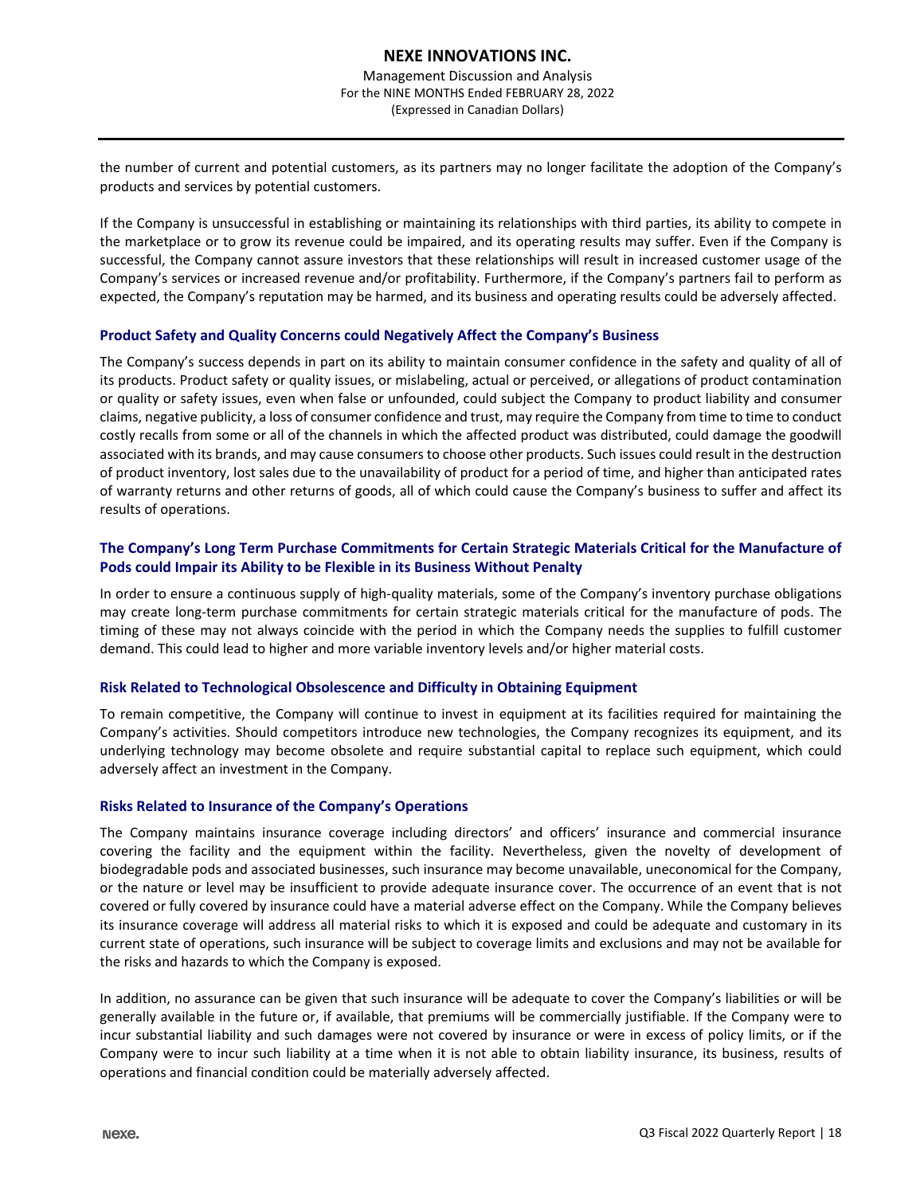the number of current and potential customers, as its partners may no longer facilitate the adoption of the Company's products and services by potential customers.

If the Company is unsuccessful in establishing or maintaining its relationships with third parties, its ability to compete in the marketplace or to grow its revenue could be impaired, and its operating results may suffer. Even if the Company is successful, the Company cannot assure investors that these relationships will result in increased customer usage of the Company's services or increased revenue and/or profitability. Furthermore, if the Company's partners fail to perform as expected, the Company's reputation may be harmed, and its business and operating results could be adversely affected.

### Product Safety and Quality Concerns could Negatively Affect the Company's Business

The Company's success depends in part on its ability to maintain consumer confidence in the safety and quality of all of its products. Product safety or quality issues, or mislabeling, actual or perceived, or allegations of product contamination or quality or safety issues, even when false or unfounded, could subject the Company to product liability and consumer claims, negative publicity, a loss of consumer confidence and trust, may require the Company from time to time to conduct costly recalls from some or all of the channels in which the affected product was distributed, could damage the goodwill associated with its brands, and may cause consumers to choose other products. Such issues could result in the destruction of product inventory, lost sales due to the unavailability of product for a period of time, and higher than anticipated rates of warranty returns and other returns of goods, all of which could cause the Company's business to suffer and affect its results of operations.

### The Company's Long Term Purchase Commitments for Certain Strategic Materials Critical for the Manufacture of Pods could Impair its Ability to be Flexible in its Business Without Penalty

In order to ensure a continuous supply of high-quality materials, some of the Company's inventory purchase obligations may create long-term purchase commitments for certain strategic materials critical for the manufacture of pods. The timing of these may not always coincide with the period in which the Company needs the supplies to fulfill customer demand. This could lead to higher and more variable inventory levels and/or higher material costs.

### Risk Related to Technological Obsolescence and Difficulty in Obtaining Equipment

To remain competitive, the Company will continue to invest in equipment at its facilities required for maintaining the Company's activities. Should competitors introduce new technologies, the Company recognizes its equipment, and its underlying technology may become obsolete and require substantial capital to replace such equipment, which could adversely affect an investment in the Company.

### Risks Related to Insurance of the Company's Operations

The Company maintains insurance coverage including directors' and officers' insurance and commercial insurance covering the facility and the equipment within the facility. Nevertheless, given the novelty of development of biodegradable pods and associated businesses, such insurance may become unavailable, uneconomical for the Company, or the nature or level may be insufficient to provide adequate insurance cover. The occurrence of an event that is not covered or fully covered by insurance could have a material adverse effect on the Company. While the Company believes its insurance coverage will address all material risks to which it is exposed and could be adequate and customary in its current state of operations, such insurance will be subject to coverage limits and exclusions and may not be available for the risks and hazards to which the Company is exposed.

In addition, no assurance can be given that such insurance will be adequate to cover the Company's liabilities or will be generally available in the future or, if available, that premiums will be commercially justifiable. If the Company were to incur substantial liability and such damages were not covered by insurance or were in excess of policy limits, or if the Company were to incur such liability at a time when it is not able to obtain liability insurance, its business, results of operations and financial condition could be materially adversely affected.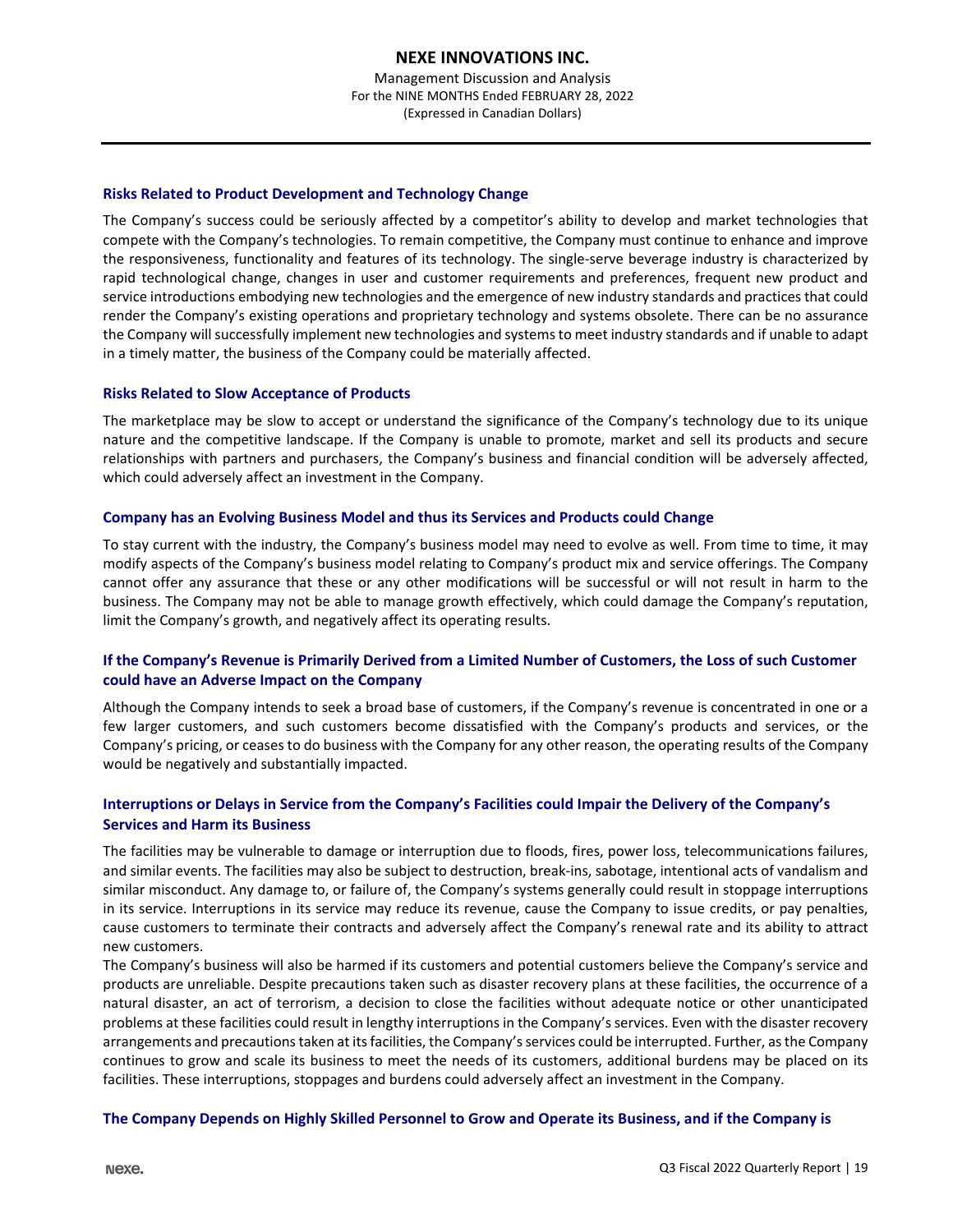### Risks Related to Product Development and Technology Change

The Company's success could be seriously affected by a competitor's ability to develop and market technologies that compete with the Company's technologies. To remain competitive, the Company must continue to enhance and improve the responsiveness, functionality and features of its technology. The single-serve beverage industry is characterized by rapid technological change, changes in user and customer requirements and preferences, frequent new product and service introductions embodying new technologies and the emergence of new industry standards and practices that could render the Company's existing operations and proprietary technology and systems obsolete. There can be no assurance the Company will successfully implement new technologies and systems to meet industry standards and if unable to adapt in a timely matter, the business of the Company could be materially affected.

### Risks Related to Slow Acceptance of Products

The marketplace may be slow to accept or understand the significance of the Company's technology due to its unique nature and the competitive landscape. If the Company is unable to promote, market and sell its products and secure relationships with partners and purchasers, the Company's business and financial condition will be adversely affected, which could adversely affect an investment in the Company.

### Company has an Evolving Business Model and thus its Services and Products could Change

To stay current with the industry, the Company's business model may need to evolve as well. From time to time, it may modify aspects of the Company's business model relating to Company's product mix and service offerings. The Company cannot offer any assurance that these or any other modifications will be successful or will not result in harm to the business. The Company may not be able to manage growth effectively, which could damage the Company's reputation, limit the Company's growth, and negatively affect its operating results.

### If the Company's Revenue is Primarily Derived from a Limited Number of Customers, the Loss of such Customer could have an Adverse Impact on the Company

Although the Company intends to seek a broad base of customers, if the Company's revenue is concentrated in one or a few larger customers, and such customers become dissatisfied with the Company's products and services, or the Company's pricing, or ceases to do business with the Company for any other reason, the operating results of the Company would be negatively and substantially impacted.

### Interruptions or Delays in Service from the Company's Facilities could Impair the Delivery of the Company's Services and Harm its Business

The facilities may be vulnerable to damage or interruption due to floods, fires, power loss, telecommunications failures, and similar events. The facilities may also be subject to destruction, break-ins, sabotage, intentional acts of vandalism and similar misconduct. Any damage to, or failure of, the Company's systems generally could result in stoppage interruptions in its service. Interruptions in its service may reduce its revenue, cause the Company to issue credits, or pay penalties, cause customers to terminate their contracts and adversely affect the Company's renewal rate and its ability to attract new customers.

The Company's business will also be harmed if its customers and potential customers believe the Company's service and products are unreliable. Despite precautions taken such as disaster recovery plans at these facilities, the occurrence of a natural disaster, an act of terrorism, a decision to close the facilities without adequate notice or other unanticipated problems at these facilities could result in lengthy interruptions in the Company's services. Even with the disaster recovery arrangements and precautions taken at its facilities, the Company's services could be interrupted. Further, as the Company continues to grow and scale its business to meet the needs of its customers, additional burdens may be placed on its facilities. These interruptions, stoppages and burdens could adversely affect an investment in the Company.

### The Company Depends on Highly Skilled Personnel to Grow and Operate its Business, and if the Company is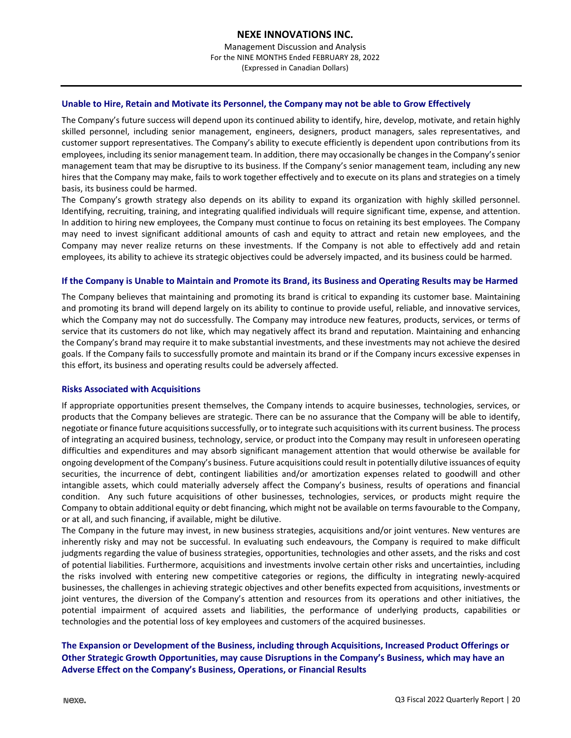### Unable to Hire, Retain and Motivate its Personnel, the Company may not be able to Grow Effectively

The Company's future success will depend upon its continued ability to identify, hire, develop, motivate, and retain highly skilled personnel, including senior management, engineers, designers, product managers, sales representatives, and customer support representatives. The Company's ability to execute efficiently is dependent upon contributions from its employees, including its senior management team. In addition, there may occasionally be changes in the Company's senior management team that may be disruptive to its business. If the Company's senior management team, including any new hires that the Company may make, fails to work together effectively and to execute on its plans and strategies on a timely basis, its business could be harmed.

The Company's growth strategy also depends on its ability to expand its organization with highly skilled personnel. Identifying, recruiting, training, and integrating qualified individuals will require significant time, expense, and attention. In addition to hiring new employees, the Company must continue to focus on retaining its best employees. The Company may need to invest significant additional amounts of cash and equity to attract and retain new employees, and the Company may never realize returns on these investments. If the Company is not able to effectively add and retain employees, its ability to achieve its strategic objectives could be adversely impacted, and its business could be harmed.

### If the Company is Unable to Maintain and Promote its Brand, its Business and Operating Results may be Harmed

The Company believes that maintaining and promoting its brand is critical to expanding its customer base. Maintaining and promoting its brand will depend largely on its ability to continue to provide useful, reliable, and innovative services, which the Company may not do successfully. The Company may introduce new features, products, services, or terms of service that its customers do not like, which may negatively affect its brand and reputation. Maintaining and enhancing the Company's brand may require it to make substantial investments, and these investments may not achieve the desired goals. If the Company fails to successfully promote and maintain its brand or if the Company incurs excessive expenses in this effort, its business and operating results could be adversely affected.

### Risks Associated with Acquisitions

If appropriate opportunities present themselves, the Company intends to acquire businesses, technologies, services, or products that the Company believes are strategic. There can be no assurance that the Company will be able to identify, negotiate or finance future acquisitions successfully, or to integrate such acquisitions with its current business. The process of integrating an acquired business, technology, service, or product into the Company may result in unforeseen operating difficulties and expenditures and may absorb significant management attention that would otherwise be available for ongoing development of the Company's business. Future acquisitions could result in potentially dilutive issuances of equity securities, the incurrence of debt, contingent liabilities and/or amortization expenses related to goodwill and other intangible assets, which could materially adversely affect the Company's business, results of operations and financial condition. Any such future acquisitions of other businesses, technologies, services, or products might require the Company to obtain additional equity or debt financing, which might not be available on terms favourable to the Company, or at all, and such financing, if available, might be dilutive.

The Company in the future may invest, in new business strategies, acquisitions and/or joint ventures. New ventures are inherently risky and may not be successful. In evaluating such endeavours, the Company is required to make difficult judgments regarding the value of business strategies, opportunities, technologies and other assets, and the risks and cost of potential liabilities. Furthermore, acquisitions and investments involve certain other risks and uncertainties, including the risks involved with entering new competitive categories or regions, the difficulty in integrating newly-acquired businesses, the challenges in achieving strategic objectives and other benefits expected from acquisitions, investments or joint ventures, the diversion of the Company's attention and resources from its operations and other initiatives, the potential impairment of acquired assets and liabilities, the performance of underlying products, capabilities or technologies and the potential loss of key employees and customers of the acquired businesses.

### The Expansion or Development of the Business, including through Acquisitions, Increased Product Offerings or Other Strategic Growth Opportunities, may cause Disruptions in the Company's Business, which may have an Adverse Effect on the Company's Business, Operations, or Financial Results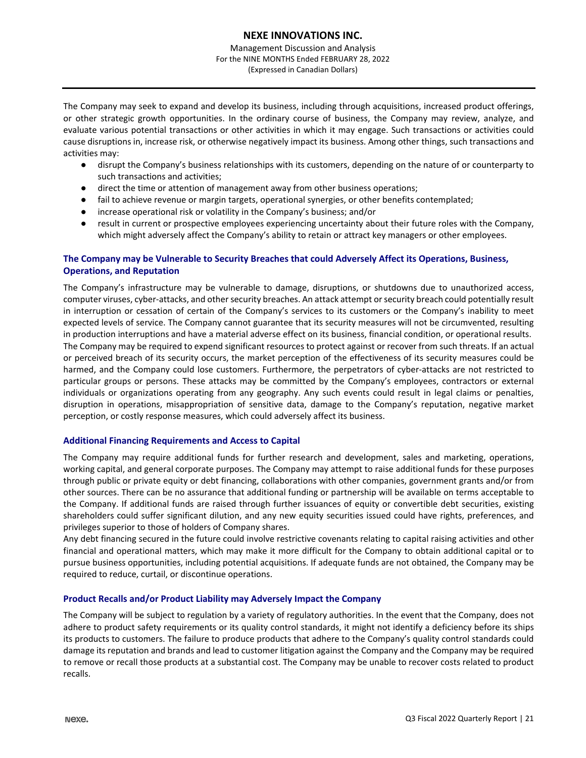The Company may seek to expand and develop its business, including through acquisitions, increased product offerings, or other strategic growth opportunities. In the ordinary course of business, the Company may review, analyze, and evaluate various potential transactions or other activities in which it may engage. Such transactions or activities could cause disruptions in, increase risk, or otherwise negatively impact its business. Among other things, such transactions and activities may:

- disrupt the Company's business relationships with its customers, depending on the nature of or counterparty to such transactions and activities;
- direct the time or attention of management away from other business operations;
- fail to achieve revenue or margin targets, operational synergies, or other benefits contemplated;
- increase operational risk or volatility in the Company's business; and/or
- result in current or prospective employees experiencing uncertainty about their future roles with the Company, which might adversely affect the Company's ability to retain or attract key managers or other employees.

### The Company may be Vulnerable to Security Breaches that could Adversely Affect its Operations, Business, Operations, and Reputation

The Company's infrastructure may be vulnerable to damage, disruptions, or shutdowns due to unauthorized access, computer viruses, cyber-attacks, and other security breaches. An attack attempt or security breach could potentially result in interruption or cessation of certain of the Company's services to its customers or the Company's inability to meet expected levels of service. The Company cannot guarantee that its security measures will not be circumvented, resulting in production interruptions and have a material adverse effect on its business, financial condition, or operational results.
The Company may be required to expend significant resources to protect against or recover from such threats. If an actual or perceived breach of its security occurs, the market perception of the effectiveness of its security measures could be harmed, and the Company could lose customers. Furthermore, the perpetrators of cyber-attacks are not restricted to particular groups or persons. These attacks may be committed by the Company's employees, contractors or external individuals or organizations operating from any geography. Any such events could result in legal claims or penalties, disruption in operations, misappropriation of sensitive data, damage to the Company's reputation, negative market perception, or costly response measures, which could adversely affect its business.

### Additional Financing Requirements and Access to Capital

The Company may require additional funds for further research and development, sales and marketing, operations, working capital, and general corporate purposes. The Company may attempt to raise additional funds for these purposes through public or private equity or debt financing, collaborations with other companies, government grants and/or from other sources. There can be no assurance that additional funding or partnership will be available on terms acceptable to the Company. If additional funds are raised through further issuances of equity or convertible debt securities, existing shareholders could suffer significant dilution, and any new equity securities issued could have rights, preferences, and privileges superior to those of holders of Company shares.
Any debt financing secured in the future could involve restrictive covenants relating to capital raising activities and other financial and operational matters, which may make it more difficult for the Company to obtain additional capital or to pursue business opportunities, including potential acquisitions. If adequate funds are not obtained, the Company may be required to reduce, curtail, or discontinue operations.

### Product Recalls and/or Product Liability may Adversely Impact the Company

The Company will be subject to regulation by a variety of regulatory authorities. In the event that the Company, does not adhere to product safety requirements or its quality control standards, it might not identify a deficiency before its ships its products to customers. The failure to produce products that adhere to the Company's quality control standards could damage its reputation and brands and lead to customer litigation against the Company and the Company may be required to remove or recall those products at a substantial cost. The Company may be unable to recover costs related to product recalls.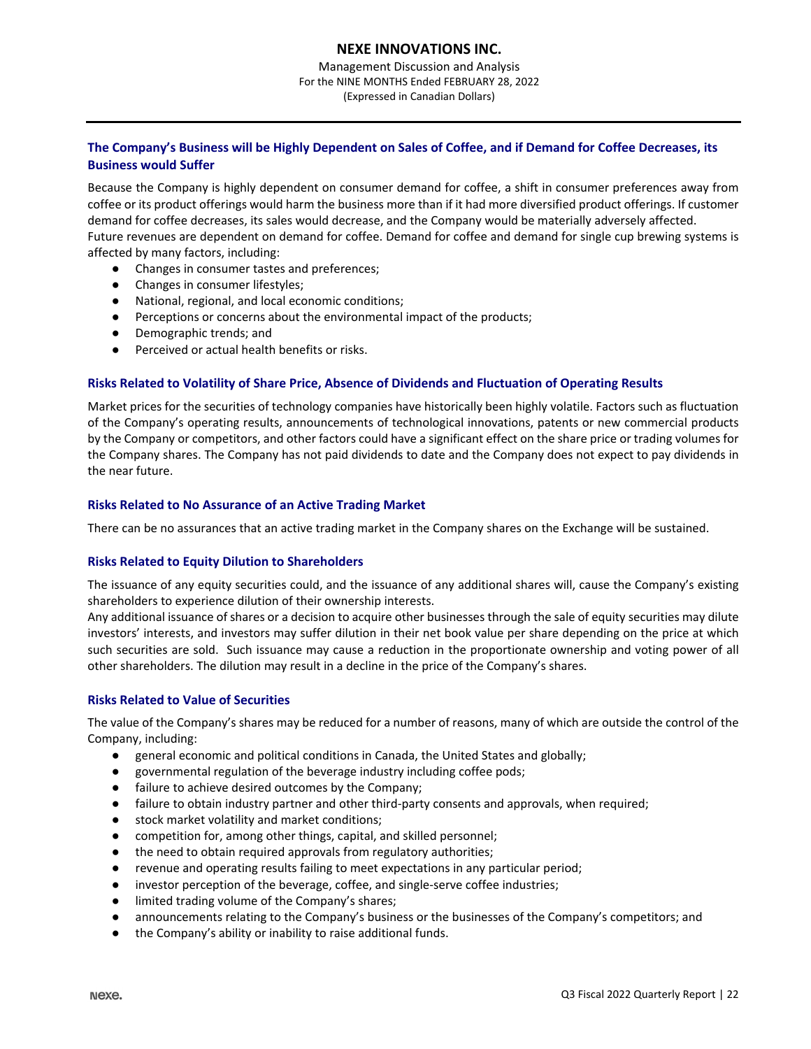### The Company's Business will be Highly Dependent on Sales of Coffee, and if Demand for Coffee Decreases, its Business would Suffer

Because the Company is highly dependent on consumer demand for coffee, a shift in consumer preferences away from coffee or its product offerings would harm the business more than if it had more diversified product offerings. If customer demand for coffee decreases, its sales would decrease, and the Company would be materially adversely affected.
Future revenues are dependent on demand for coffee. Demand for coffee and demand for single cup brewing systems is affected by many factors, including:

- Changes in consumer tastes and preferences;
- Changes in consumer lifestyles;
- National, regional, and local economic conditions;
- Perceptions or concerns about the environmental impact of the products;
- Demographic trends; and
- Perceived or actual health benefits or risks.

### Risks Related to Volatility of Share Price, Absence of Dividends and Fluctuation of Operating Results

Market prices for the securities of technology companies have historically been highly volatile. Factors such as fluctuation of the Company's operating results, announcements of technological innovations, patents or new commercial products by the Company or competitors, and other factors could have a significant effect on the share price or trading volumes for the Company shares. The Company has not paid dividends to date and the Company does not expect to pay dividends in the near future.

### Risks Related to No Assurance of an Active Trading Market

There can be no assurances that an active trading market in the Company shares on the Exchange will be sustained.

### Risks Related to Equity Dilution to Shareholders

The issuance of any equity securities could, and the issuance of any additional shares will, cause the Company's existing shareholders to experience dilution of their ownership interests.
Any additional issuance of shares or a decision to acquire other businesses through the sale of equity securities may dilute investors' interests, and investors may suffer dilution in their net book value per share depending on the price at which such securities are sold. Such issuance may cause a reduction in the proportionate ownership and voting power of all other shareholders. The dilution may result in a decline in the price of the Company's shares.

### Risks Related to Value of Securities

The value of the Company's shares may be reduced for a number of reasons, many of which are outside the control of the Company, including:

- general economic and political conditions in Canada, the United States and globally;
- governmental regulation of the beverage industry including coffee pods;
- failure to achieve desired outcomes by the Company;
- failure to obtain industry partner and other third-party consents and approvals, when required;
- stock market volatility and market conditions;
- competition for, among other things, capital, and skilled personnel;
- the need to obtain required approvals from regulatory authorities;
- revenue and operating results failing to meet expectations in any particular period;
- investor perception of the beverage, coffee, and single-serve coffee industries;
- limited trading volume of the Company's shares;
- announcements relating to the Company's business or the businesses of the Company's competitors; and
- the Company's ability or inability to raise additional funds.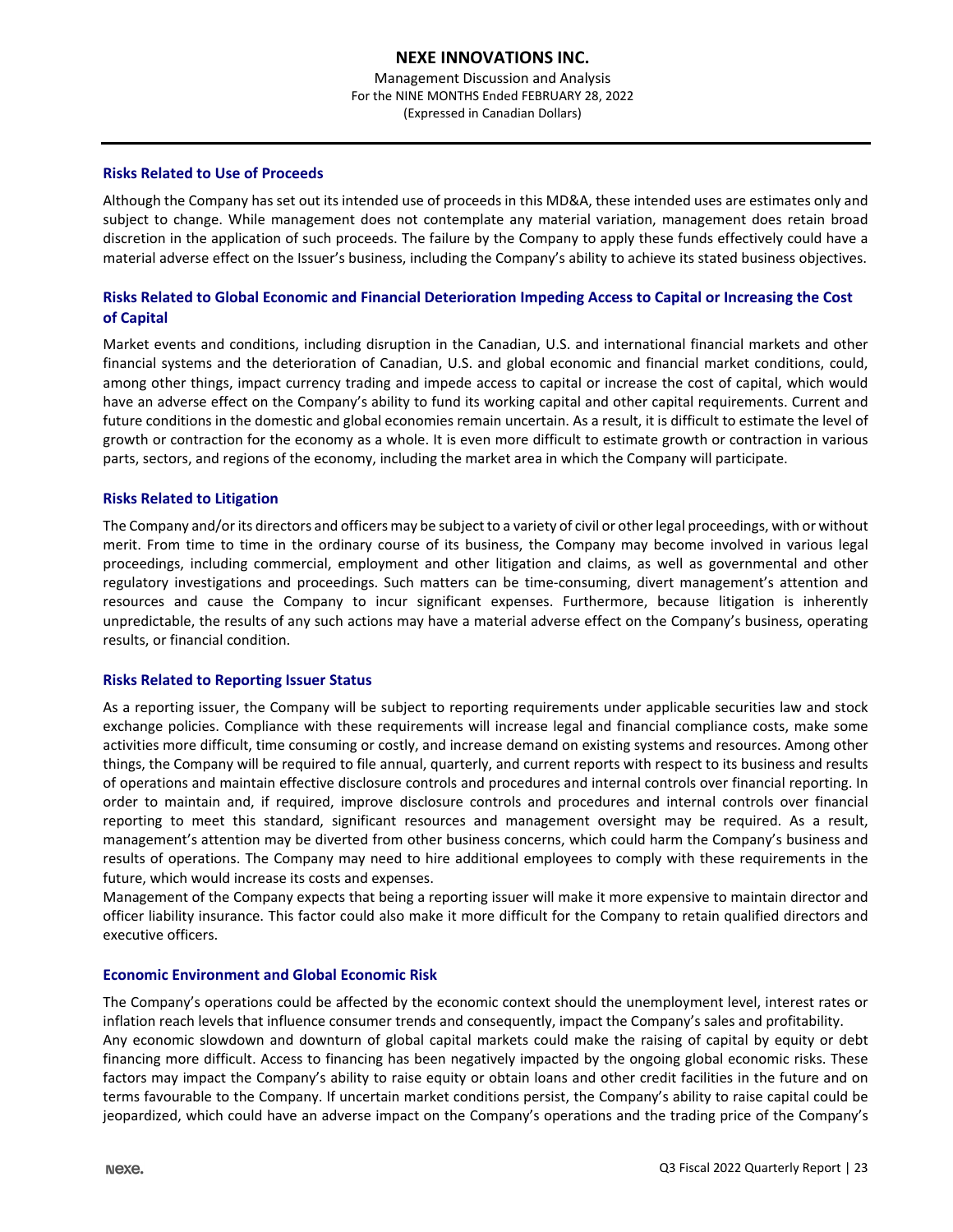### Risks Related to Use of Proceeds

Although the Company has set out its intended use of proceeds in this MD&A, these intended uses are estimates only and subject to change. While management does not contemplate any material variation, management does retain broad discretion in the application of such proceeds. The failure by the Company to apply these funds effectively could have a material adverse effect on the Issuer's business, including the Company's ability to achieve its stated business objectives.

### Risks Related to Global Economic and Financial Deterioration Impeding Access to Capital or Increasing the Cost of Capital

Market events and conditions, including disruption in the Canadian, U.S. and international financial markets and other financial systems and the deterioration of Canadian, U.S. and global economic and financial market conditions, could, among other things, impact currency trading and impede access to capital or increase the cost of capital, which would have an adverse effect on the Company's ability to fund its working capital and other capital requirements. Current and future conditions in the domestic and global economies remain uncertain. As a result, it is difficult to estimate the level of growth or contraction for the economy as a whole. It is even more difficult to estimate growth or contraction in various parts, sectors, and regions of the economy, including the market area in which the Company will participate.

### Risks Related to Litigation

The Company and/or its directors and officers may be subject to a variety of civil or other legal proceedings, with or without merit. From time to time in the ordinary course of its business, the Company may become involved in various legal proceedings, including commercial, employment and other litigation and claims, as well as governmental and other regulatory investigations and proceedings. Such matters can be time-consuming, divert management's attention and resources and cause the Company to incur significant expenses. Furthermore, because litigation is inherently unpredictable, the results of any such actions may have a material adverse effect on the Company's business, operating results, or financial condition.

### Risks Related to Reporting Issuer Status

As a reporting issuer, the Company will be subject to reporting requirements under applicable securities law and stock exchange policies. Compliance with these requirements will increase legal and financial compliance costs, make some activities more difficult, time consuming or costly, and increase demand on existing systems and resources. Among other things, the Company will be required to file annual, quarterly, and current reports with respect to its business and results of operations and maintain effective disclosure controls and procedures and internal controls over financial reporting. In order to maintain and, if required, improve disclosure controls and procedures and internal controls over financial reporting to meet this standard, significant resources and management oversight may be required. As a result, management's attention may be diverted from other business concerns, which could harm the Company's business and results of operations. The Company may need to hire additional employees to comply with these requirements in the future, which would increase its costs and expenses.

Management of the Company expects that being a reporting issuer will make it more expensive to maintain director and officer liability insurance. This factor could also make it more difficult for the Company to retain qualified directors and executive officers.

### Economic Environment and Global Economic Risk

The Company's operations could be affected by the economic context should the unemployment level, interest rates or inflation reach levels that influence consumer trends and consequently, impact the Company's sales and profitability.

Any economic slowdown and downturn of global capital markets could make the raising of capital by equity or debt financing more difficult. Access to financing has been negatively impacted by the ongoing global economic risks. These factors may impact the Company's ability to raise equity or obtain loans and other credit facilities in the future and on terms favourable to the Company. If uncertain market conditions persist, the Company's ability to raise capital could be jeopardized, which could have an adverse impact on the Company's operations and the trading price of the Company's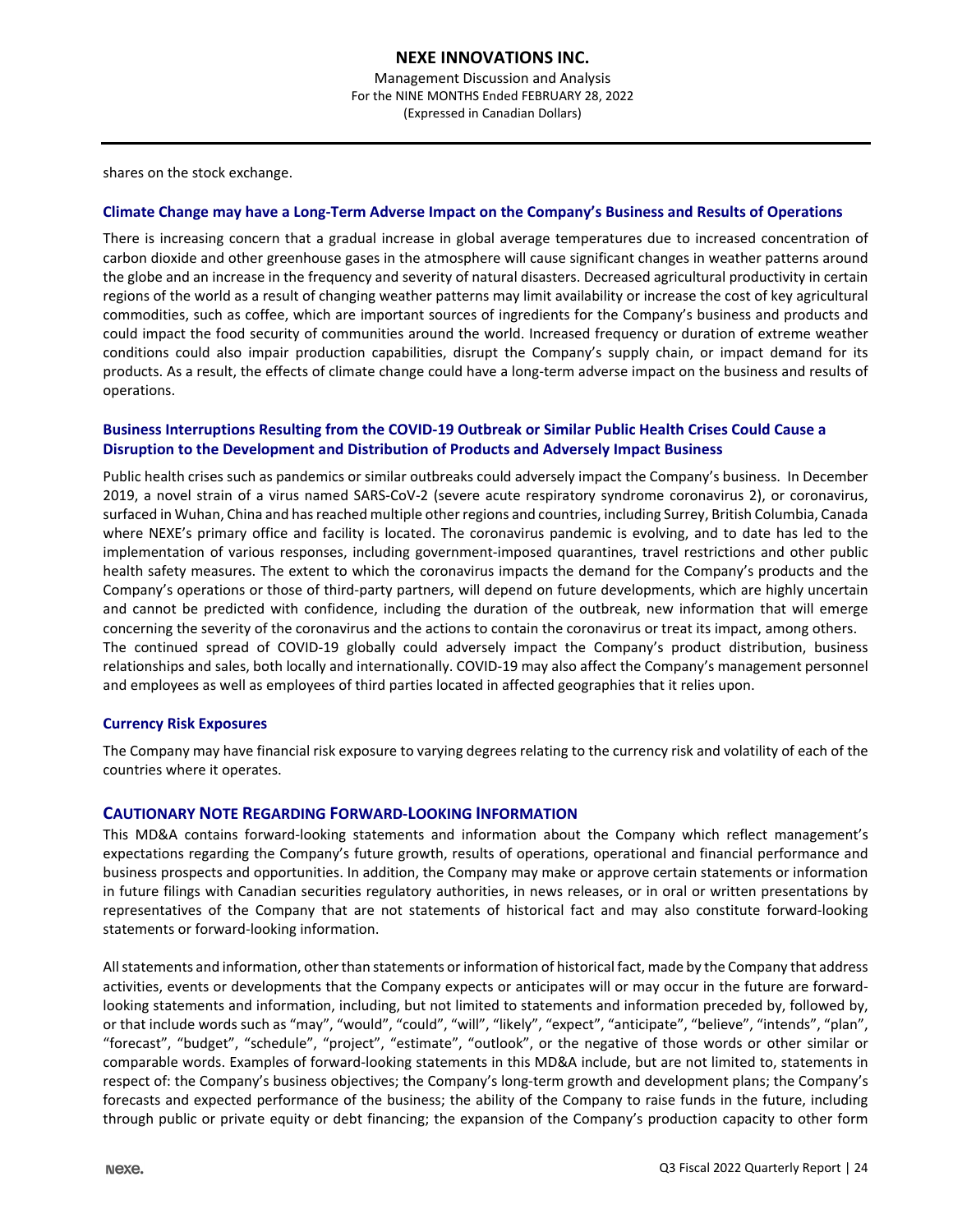shares on the stock exchange.

### Climate Change may have a Long-Term Adverse Impact on the Company's Business and Results of Operations

There is increasing concern that a gradual increase in global average temperatures due to increased concentration of carbon dioxide and other greenhouse gases in the atmosphere will cause significant changes in weather patterns around the globe and an increase in the frequency and severity of natural disasters. Decreased agricultural productivity in certain regions of the world as a result of changing weather patterns may limit availability or increase the cost of key agricultural commodities, such as coffee, which are important sources of ingredients for the Company's business and products and could impact the food security of communities around the world. Increased frequency or duration of extreme weather conditions could also impair production capabilities, disrupt the Company's supply chain, or impact demand for its products. As a result, the effects of climate change could have a long-term adverse impact on the business and results of operations.

### Business Interruptions Resulting from the COVID-19 Outbreak or Similar Public Health Crises Could Cause a Disruption to the Development and Distribution of Products and Adversely Impact Business

Public health crises such as pandemics or similar outbreaks could adversely impact the Company's business. In December 2019, a novel strain of a virus named SARS-CoV-2 (severe acute respiratory syndrome coronavirus 2), or coronavirus, surfaced in Wuhan, China and has reached multiple other regions and countries, including Surrey, British Columbia, Canada where NEXE's primary office and facility is located. The coronavirus pandemic is evolving, and to date has led to the implementation of various responses, including government-imposed quarantines, travel restrictions and other public health safety measures. The extent to which the coronavirus impacts the demand for the Company's products and the Company's operations or those of third-party partners, will depend on future developments, which are highly uncertain and cannot be predicted with confidence, including the duration of the outbreak, new information that will emerge concerning the severity of the coronavirus and the actions to contain the coronavirus or treat its impact, among others. The continued spread of COVID-19 globally could adversely impact the Company's product distribution, business relationships and sales, both locally and internationally. COVID-19 may also affect the Company's management personnel and employees as well as employees of third parties located in affected geographies that it relies upon.

### Currency Risk Exposures

The Company may have financial risk exposure to varying degrees relating to the currency risk and volatility of each of the countries where it operates.

## CAUTIONARY NOTE REGARDING FORWARD-LOOKING INFORMATION

This MD&A contains forward-looking statements and information about the Company which reflect management's expectations regarding the Company's future growth, results of operations, operational and financial performance and business prospects and opportunities. In addition, the Company may make or approve certain statements or information in future filings with Canadian securities regulatory authorities, in news releases, or in oral or written presentations by representatives of the Company that are not statements of historical fact and may also constitute forward-looking statements or forward-looking information.

All statements and information, other than statements or information of historical fact, made by the Company that address activities, events or developments that the Company expects or anticipates will or may occur in the future are forward-looking statements and information, including, but not limited to statements and information preceded by, followed by, or that include words such as "may", "would", "could", "will", "likely", "expect", "anticipate", "believe", "intends", "plan", "forecast", "budget", "schedule", "project", "estimate", "outlook", or the negative of those words or other similar or comparable words. Examples of forward-looking statements in this MD&A include, but are not limited to, statements in respect of: the Company's business objectives; the Company's long-term growth and development plans; the Company's forecasts and expected performance of the business; the ability of the Company to raise funds in the future, including through public or private equity or debt financing; the expansion of the Company's production capacity to other form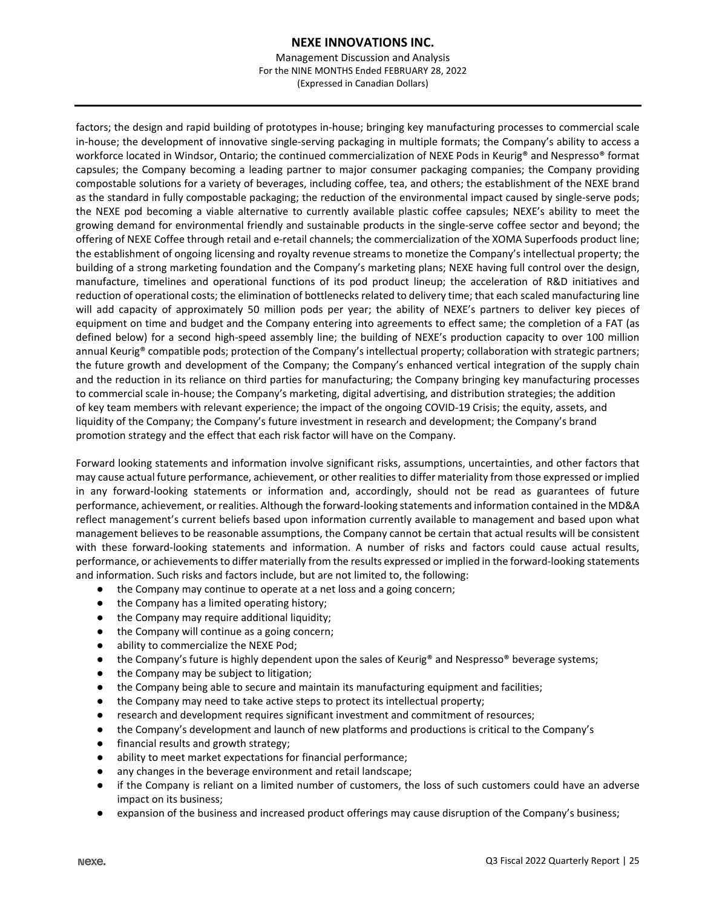factors; the design and rapid building of prototypes in-house; bringing key manufacturing processes to commercial scale in-house; the development of innovative single-serving packaging in multiple formats; the Company's ability to access a workforce located in Windsor, Ontario; the continued commercialization of NEXE Pods in Keurig® and Nespresso® format capsules; the Company becoming a leading partner to major consumer packaging companies; the Company providing compostable solutions for a variety of beverages, including coffee, tea, and others; the establishment of the NEXE brand as the standard in fully compostable packaging; the reduction of the environmental impact caused by single-serve pods; the NEXE pod becoming a viable alternative to currently available plastic coffee capsules; NEXE's ability to meet the growing demand for environmental friendly and sustainable products in the single-serve coffee sector and beyond; the offering of NEXE Coffee through retail and e-retail channels; the commercialization of the XOMA Superfoods product line; the establishment of ongoing licensing and royalty revenue streams to monetize the Company's intellectual property; the building of a strong marketing foundation and the Company's marketing plans; NEXE having full control over the design, manufacture, timelines and operational functions of its pod product lineup; the acceleration of R&D initiatives and reduction of operational costs; the elimination of bottlenecks related to delivery time; that each scaled manufacturing line will add capacity of approximately 50 million pods per year; the ability of NEXE's partners to deliver key pieces of equipment on time and budget and the Company entering into agreements to effect same; the completion of a FAT (as defined below) for a second high-speed assembly line; the building of NEXE's production capacity to over 100 million annual Keurig® compatible pods; protection of the Company's intellectual property; collaboration with strategic partners; the future growth and development of the Company; the Company's enhanced vertical integration of the supply chain and the reduction in its reliance on third parties for manufacturing; the Company bringing key manufacturing processes to commercial scale in-house; the Company's marketing, digital advertising, and distribution strategies; the addition of key team members with relevant experience; the impact of the ongoing COVID-19 Crisis; the equity, assets, and liquidity of the Company; the Company's future investment in research and development; the Company's brand promotion strategy and the effect that each risk factor will have on the Company.

Forward looking statements and information involve significant risks, assumptions, uncertainties, and other factors that may cause actual future performance, achievement, or other realities to differ materiality from those expressed or implied in any forward-looking statements or information and, accordingly, should not be read as guarantees of future performance, achievement, or realities. Although the forward-looking statements and information contained in the MD&A reflect management's current beliefs based upon information currently available to management and based upon what management believes to be reasonable assumptions, the Company cannot be certain that actual results will be consistent with these forward-looking statements and information. A number of risks and factors could cause actual results, performance, or achievements to differ materially from the results expressed or implied in the forward-looking statements and information. Such risks and factors include, but are not limited to, the following:

- the Company may continue to operate at a net loss and a going concern;
- the Company has a limited operating history;
- the Company may require additional liquidity;
- the Company will continue as a going concern;
- ability to commercialize the NEXE Pod;
- the Company's future is highly dependent upon the sales of Keurig® and Nespresso® beverage systems;
- the Company may be subject to litigation;
- the Company being able to secure and maintain its manufacturing equipment and facilities;
- the Company may need to take active steps to protect its intellectual property;
- research and development requires significant investment and commitment of resources;
- the Company's development and launch of new platforms and productions is critical to the Company's
- financial results and growth strategy;
- ability to meet market expectations for financial performance;
- any changes in the beverage environment and retail landscape;
- if the Company is reliant on a limited number of customers, the loss of such customers could have an adverse impact on its business;
- expansion of the business and increased product offerings may cause disruption of the Company's business;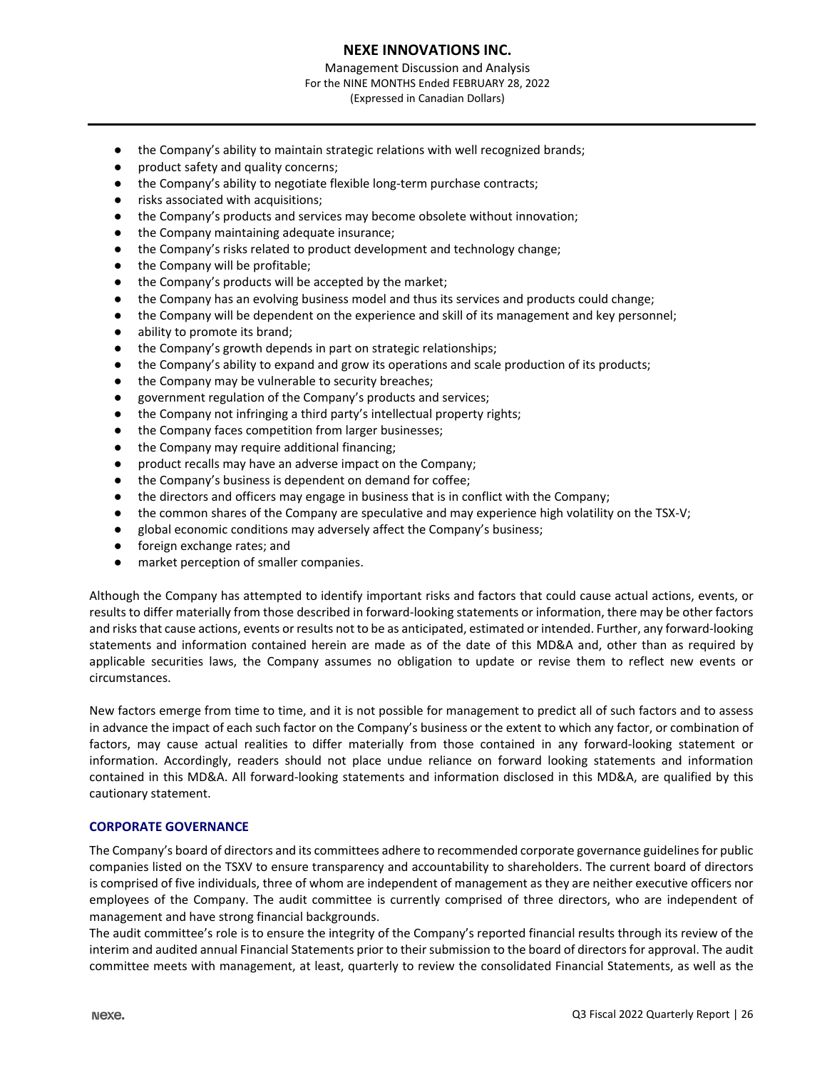- the Company's ability to maintain strategic relations with well recognized brands;
- product safety and quality concerns;
- the Company's ability to negotiate flexible long-term purchase contracts;
- risks associated with acquisitions;
- the Company's products and services may become obsolete without innovation;
- the Company maintaining adequate insurance;
- the Company's risks related to product development and technology change;
- the Company will be profitable;
- the Company's products will be accepted by the market;
- the Company has an evolving business model and thus its services and products could change;
- the Company will be dependent on the experience and skill of its management and key personnel;
- ability to promote its brand;
- the Company's growth depends in part on strategic relationships;
- the Company's ability to expand and grow its operations and scale production of its products;
- the Company may be vulnerable to security breaches;
- government regulation of the Company's products and services;
- the Company not infringing a third party's intellectual property rights;
- the Company faces competition from larger businesses;
- the Company may require additional financing;
- product recalls may have an adverse impact on the Company;
- the Company's business is dependent on demand for coffee;
- the directors and officers may engage in business that is in conflict with the Company;
- the common shares of the Company are speculative and may experience high volatility on the TSX-V;
- global economic conditions may adversely affect the Company's business;
- foreign exchange rates; and
- market perception of smaller companies.

Although the Company has attempted to identify important risks and factors that could cause actual actions, events, or results to differ materially from those described in forward-looking statements or information, there may be other factors and risks that cause actions, events or results not to be as anticipated, estimated or intended. Further, any forward-looking statements and information contained herein are made as of the date of this MD&A and, other than as required by applicable securities laws, the Company assumes no obligation to update or revise them to reflect new events or circumstances.

New factors emerge from time to time, and it is not possible for management to predict all of such factors and to assess in advance the impact of each such factor on the Company's business or the extent to which any factor, or combination of factors, may cause actual realities to differ materially from those contained in any forward-looking statement or information. Accordingly, readers should not place undue reliance on forward looking statements and information contained in this MD&A. All forward-looking statements and information disclosed in this MD&A, are qualified by this cautionary statement.

## CORPORATE GOVERNANCE

The Company's board of directors and its committees adhere to recommended corporate governance guidelines for public companies listed on the TSXV to ensure transparency and accountability to shareholders. The current board of directors is comprised of five individuals, three of whom are independent of management as they are neither executive officers nor employees of the Company. The audit committee is currently comprised of three directors, who are independent of management and have strong financial backgrounds.

The audit committee's role is to ensure the integrity of the Company's reported financial results through its review of the interim and audited annual Financial Statements prior to their submission to the board of directors for approval. The audit committee meets with management, at least, quarterly to review the consolidated Financial Statements, as well as the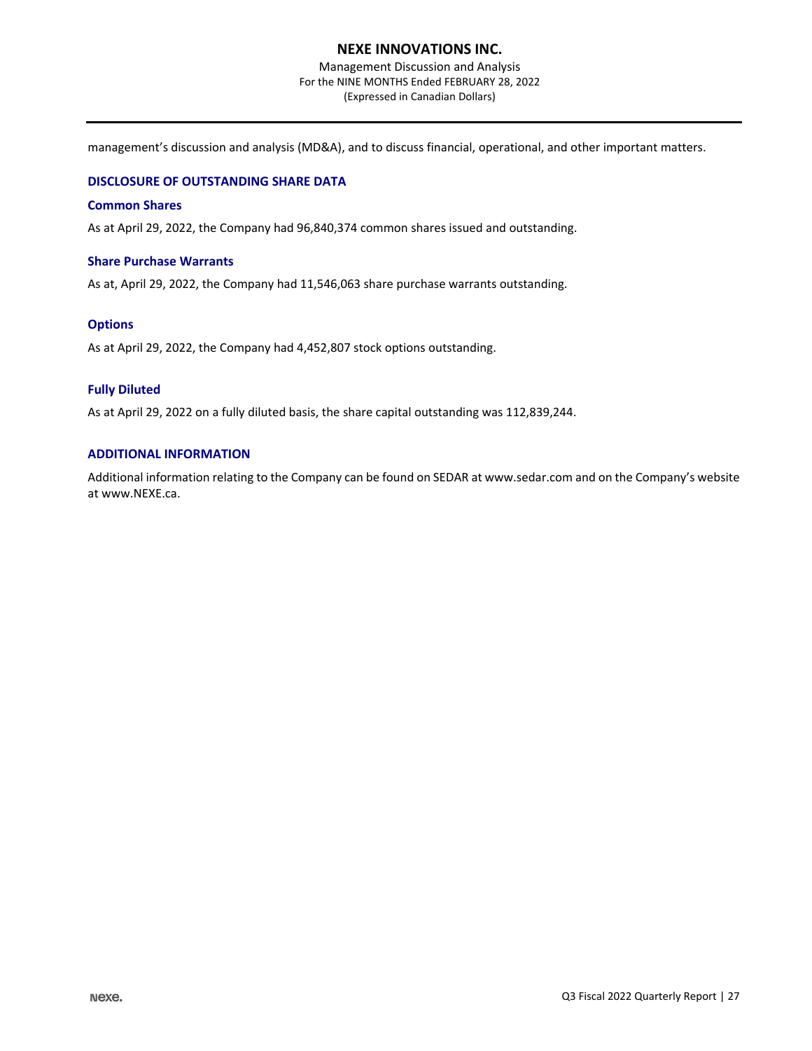management's discussion and analysis (MD&A), and to discuss financial, operational, and other important matters.

## DISCLOSURE OF OUTSTANDING SHARE DATA

### Common Shares

As at April 29, 2022, the Company had 96,840,374 common shares issued and outstanding.

### Share Purchase Warrants

As at, April 29, 2022, the Company had 11,546,063 share purchase warrants outstanding.

### Options

As at April 29, 2022, the Company had 4,452,807 stock options outstanding.

### Fully Diluted

As at April 29, 2022 on a fully diluted basis, the share capital outstanding was 112,839,244.

## ADDITIONAL INFORMATION

Additional information relating to the Company can be found on SEDAR at www.sedar.com and on the Company's website at www.NEXE.ca.